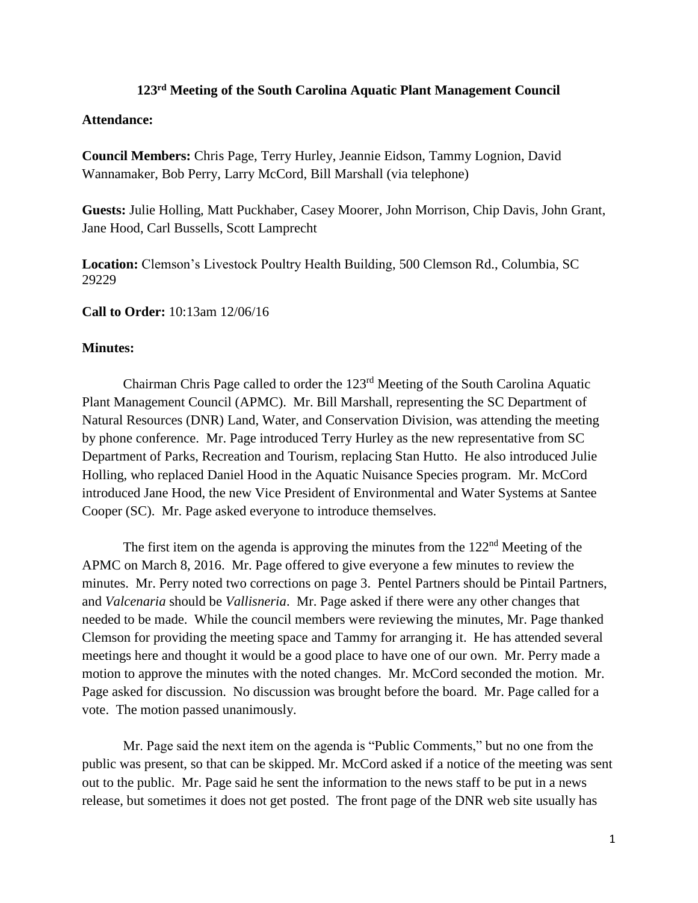# 123rd Meeting of the South Carolina Aquatic Plant Management Council

**Attendance:**

**Council Members:** Chris Page, Terry Hurley, Jeannie Eidson, Tammy Lognion, David Wannamaker, Bob Perry, Larry McCord, Bill Marshall (via telephone)

**Guests:** Julie Holling, Matt Puckhaber, Casey Moorer, John Morrison, Chip Davis, John Grant, Jane Hood, Carl Bussells, Scott Lamprecht

**Location:** Clemson's Livestock Poultry Health Building, 500 Clemson Rd., Columbia, SC 29229

**Call to Order:** 10:13am 12/06/16

**Minutes:**

Chairman Chris Page called to order the 123rd Meeting of the South Carolina Aquatic Plant Management Council (APMC). Mr. Bill Marshall, representing the SC Department of Natural Resources (DNR) Land, Water, and Conservation Division, was attending the meeting by phone conference. Mr. Page introduced Terry Hurley as the new representative from SC Department of Parks, Recreation and Tourism, replacing Stan Hutto. He also introduced Julie Holling, who replaced Daniel Hood in the Aquatic Nuisance Species program. Mr. McCord introduced Jane Hood, the new Vice President of Environmental and Water Systems at Santee Cooper (SC). Mr. Page asked everyone to introduce themselves.

The first item on the agenda is approving the minutes from the 122nd Meeting of the APMC on March 8, 2016. Mr. Page offered to give everyone a few minutes to review the minutes. Mr. Perry noted two corrections on page 3. Pentel Partners should be Pintail Partners, and *Valcenaria* should be *Vallisneria*. Mr. Page asked if there were any other changes that needed to be made. While the council members were reviewing the minutes, Mr. Page thanked Clemson for providing the meeting space and Tammy for arranging it. He has attended several meetings here and thought it would be a good place to have one of our own. Mr. Perry made a motion to approve the minutes with the noted changes. Mr. McCord seconded the motion. Mr. Page asked for discussion. No discussion was brought before the board. Mr. Page called for a vote. The motion passed unanimously.

Mr. Page said the next item on the agenda is "Public Comments," but no one from the public was present, so that can be skipped. Mr. McCord asked if a notice of the meeting was sent out to the public. Mr. Page said he sent the information to the news staff to be put in a news release, but sometimes it does not get posted. The front page of the DNR web site usually has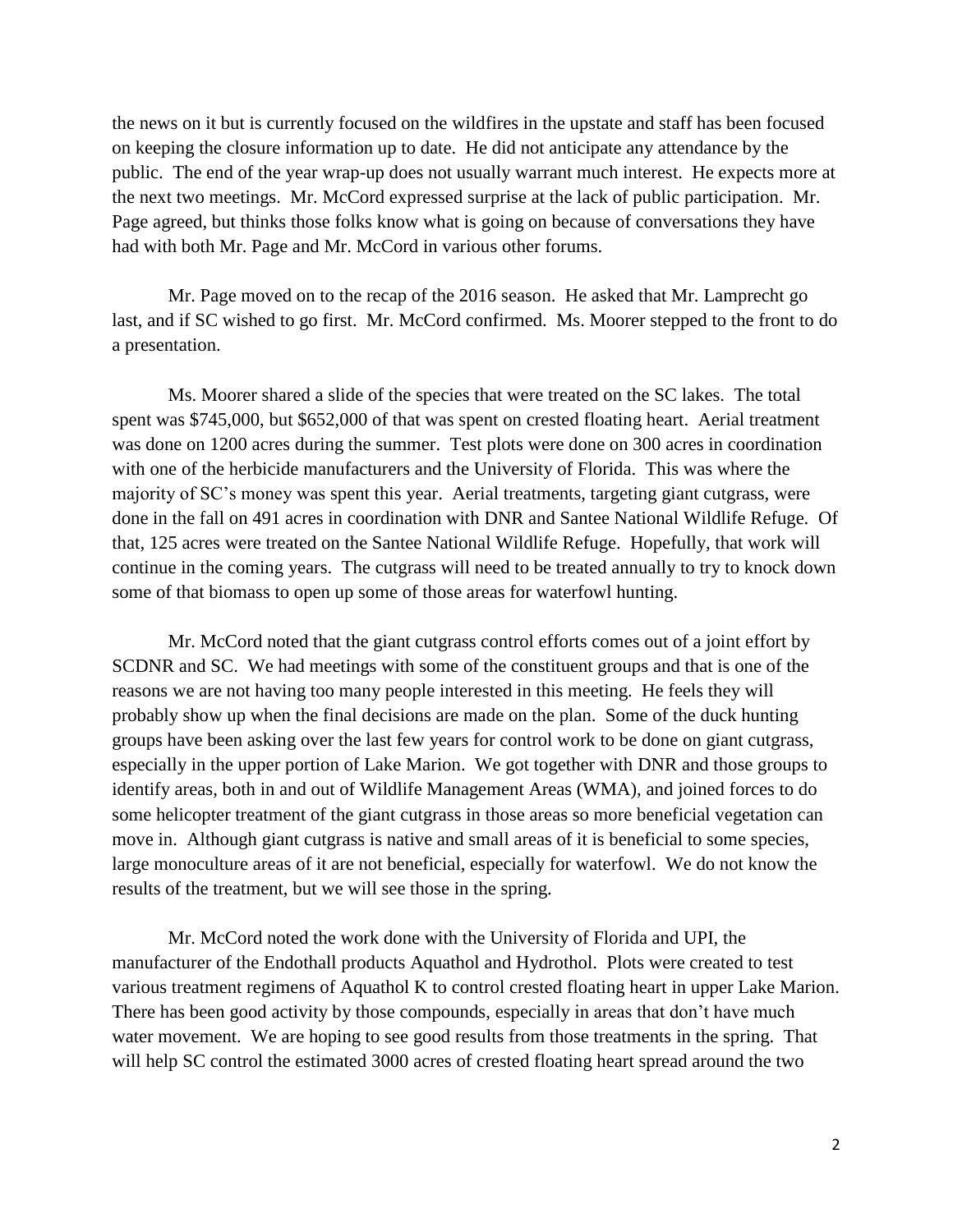the news on it but is currently focused on the wildfires in the upstate and staff has been focused on keeping the closure information up to date. He did not anticipate any attendance by the public. The end of the year wrap-up does not usually warrant much interest. He expects more at the next two meetings. Mr. McCord expressed surprise at the lack of public participation. Mr. Page agreed, but thinks those folks know what is going on because of conversations they have had with both Mr. Page and Mr. McCord in various other forums.

Mr. Page moved on to the recap of the 2016 season. He asked that Mr. Lamprecht go last, and if SC wished to go first. Mr. McCord confirmed. Ms. Moorer stepped to the front to do a presentation.

Ms. Moorer shared a slide of the species that were treated on the SC lakes. The total spent was $745,000, but $652,000 of that was spent on crested floating heart. Aerial treatment was done on 1200 acres during the summer. Test plots were done on 300 acres in coordination with one of the herbicide manufacturers and the University of Florida. This was where the majority of SC's money was spent this year. Aerial treatments, targeting giant cutgrass, were done in the fall on 491 acres in coordination with DNR and Santee National Wildlife Refuge. Of that, 125 acres were treated on the Santee National Wildlife Refuge. Hopefully, that work will continue in the coming years. The cutgrass will need to be treated annually to try to knock down some of that biomass to open up some of those areas for waterfowl hunting.

Mr. McCord noted that the giant cutgrass control efforts comes out of a joint effort by SCDNR and SC. We had meetings with some of the constituent groups and that is one of the reasons we are not having too many people interested in this meeting. He feels they will probably show up when the final decisions are made on the plan. Some of the duck hunting groups have been asking over the last few years for control work to be done on giant cutgrass, especially in the upper portion of Lake Marion. We got together with DNR and those groups to identify areas, both in and out of Wildlife Management Areas (WMA), and joined forces to do some helicopter treatment of the giant cutgrass in those areas so more beneficial vegetation can move in. Although giant cutgrass is native and small areas of it is beneficial to some species, large monoculture areas of it are not beneficial, especially for waterfowl. We do not know the results of the treatment, but we will see those in the spring.

Mr. McCord noted the work done with the University of Florida and UPI, the manufacturer of the Endothall products Aquathol and Hydrothol. Plots were created to test various treatment regimens of Aquathol K to control crested floating heart in upper Lake Marion. There has been good activity by those compounds, especially in areas that don't have much water movement. We are hoping to see good results from those treatments in the spring. That will help SC control the estimated 3000 acres of crested floating heart spread around the two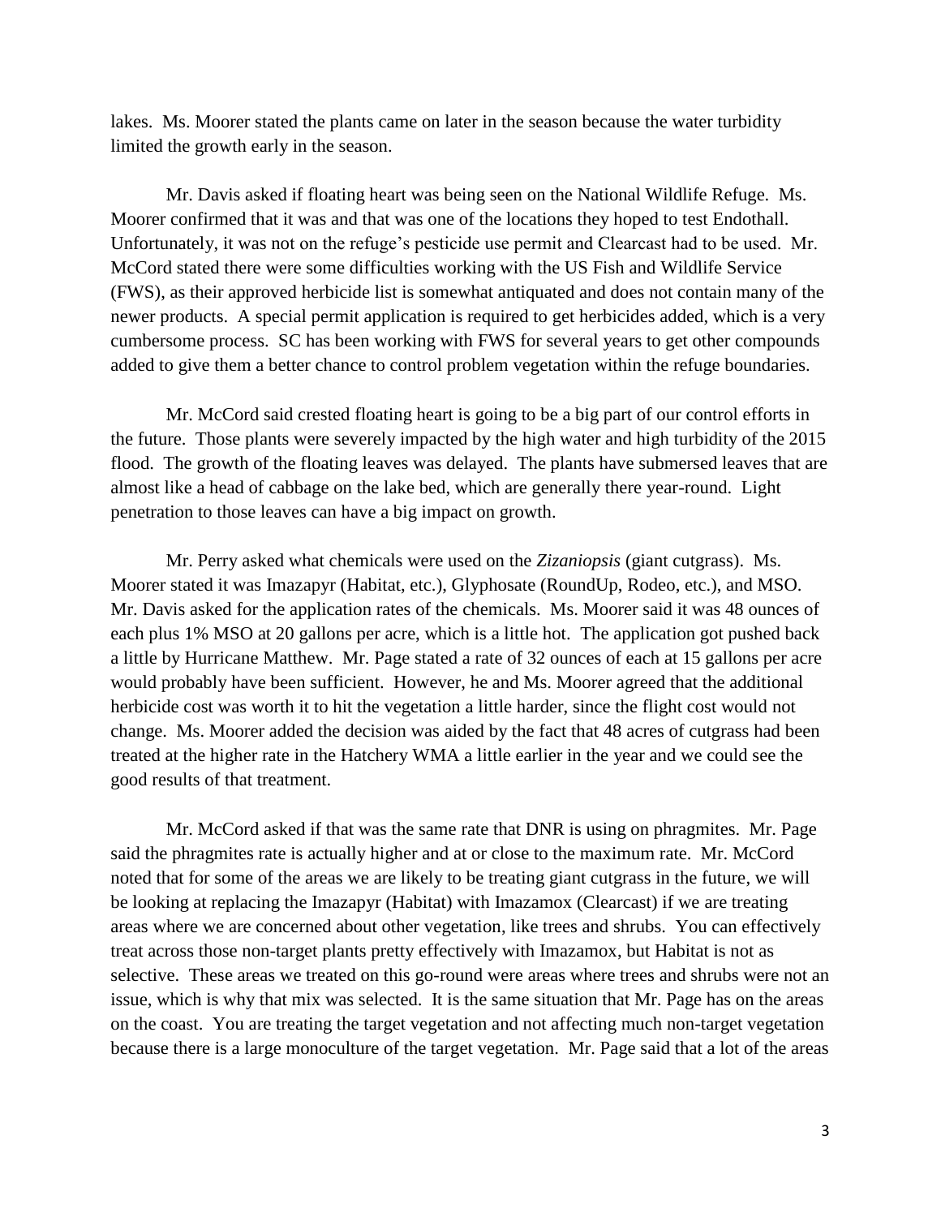lakes. Ms. Moorer stated the plants came on later in the season because the water turbidity limited the growth early in the season.

Mr. Davis asked if floating heart was being seen on the National Wildlife Refuge. Ms. Moorer confirmed that it was and that was one of the locations they hoped to test Endothall. Unfortunately, it was not on the refuge's pesticide use permit and Clearcast had to be used. Mr. McCord stated there were some difficulties working with the US Fish and Wildlife Service (FWS), as their approved herbicide list is somewhat antiquated and does not contain many of the newer products. A special permit application is required to get herbicides added, which is a very cumbersome process. SC has been working with FWS for several years to get other compounds added to give them a better chance to control problem vegetation within the refuge boundaries.

Mr. McCord said crested floating heart is going to be a big part of our control efforts in the future. Those plants were severely impacted by the high water and high turbidity of the 2015 flood. The growth of the floating leaves was delayed. The plants have submersed leaves that are almost like a head of cabbage on the lake bed, which are generally there year-round. Light penetration to those leaves can have a big impact on growth.

Mr. Perry asked what chemicals were used on the *Zizaniopsis* (giant cutgrass). Ms. Moorer stated it was Imazapyr (Habitat, etc.), Glyphosate (RoundUp, Rodeo, etc.), and MSO. Mr. Davis asked for the application rates of the chemicals. Ms. Moorer said it was 48 ounces of each plus 1% MSO at 20 gallons per acre, which is a little hot. The application got pushed back a little by Hurricane Matthew. Mr. Page stated a rate of 32 ounces of each at 15 gallons per acre would probably have been sufficient. However, he and Ms. Moorer agreed that the additional herbicide cost was worth it to hit the vegetation a little harder, since the flight cost would not change. Ms. Moorer added the decision was aided by the fact that 48 acres of cutgrass had been treated at the higher rate in the Hatchery WMA a little earlier in the year and we could see the good results of that treatment.

Mr. McCord asked if that was the same rate that DNR is using on phragmites. Mr. Page said the phragmites rate is actually higher and at or close to the maximum rate. Mr. McCord noted that for some of the areas we are likely to be treating giant cutgrass in the future, we will be looking at replacing the Imazapyr (Habitat) with Imazamox (Clearcast) if we are treating areas where we are concerned about other vegetation, like trees and shrubs. You can effectively treat across those non-target plants pretty effectively with Imazamox, but Habitat is not as selective. These areas we treated on this go-round were areas where trees and shrubs were not an issue, which is why that mix was selected. It is the same situation that Mr. Page has on the areas on the coast. You are treating the target vegetation and not affecting much non-target vegetation because there is a large monoculture of the target vegetation. Mr. Page said that a lot of the areas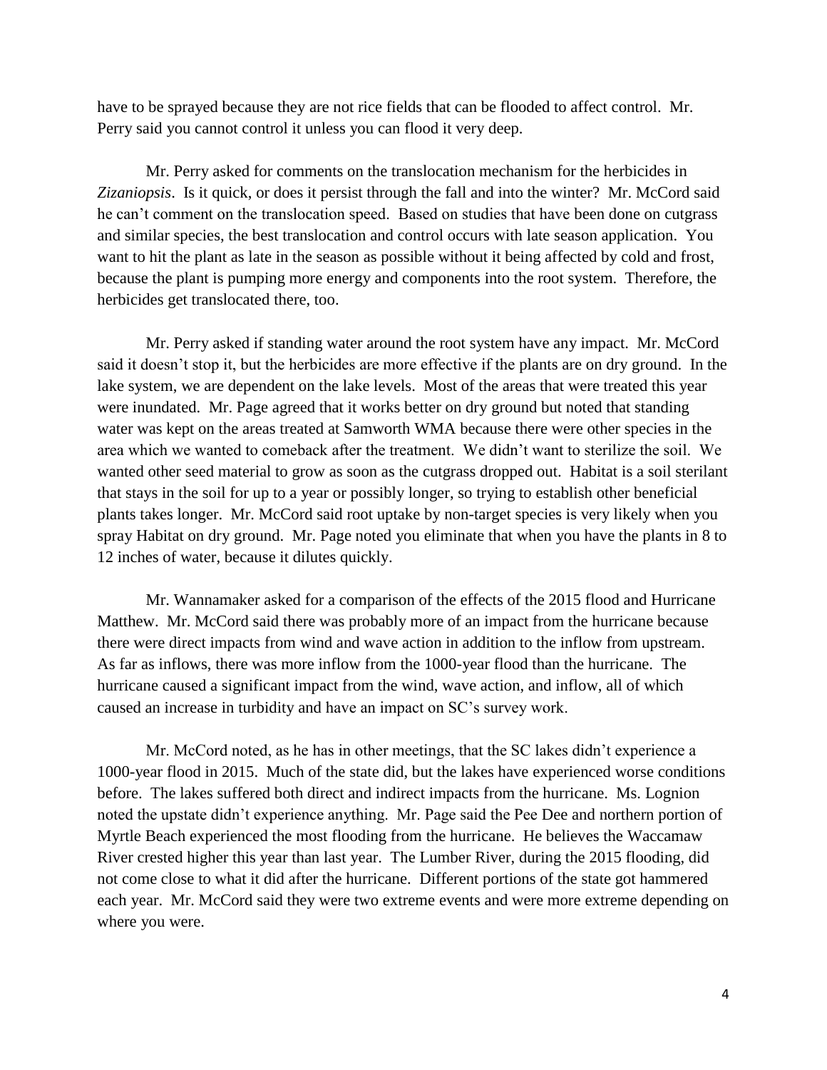have to be sprayed because they are not rice fields that can be flooded to affect control. Mr. Perry said you cannot control it unless you can flood it very deep.

Mr. Perry asked for comments on the translocation mechanism for the herbicides in *Zizaniopsis*. Is it quick, or does it persist through the fall and into the winter? Mr. McCord said he can't comment on the translocation speed. Based on studies that have been done on cutgrass and similar species, the best translocation and control occurs with late season application. You want to hit the plant as late in the season as possible without it being affected by cold and frost, because the plant is pumping more energy and components into the root system. Therefore, the herbicides get translocated there, too.

Mr. Perry asked if standing water around the root system have any impact. Mr. McCord said it doesn't stop it, but the herbicides are more effective if the plants are on dry ground. In the lake system, we are dependent on the lake levels. Most of the areas that were treated this year were inundated. Mr. Page agreed that it works better on dry ground but noted that standing water was kept on the areas treated at Samworth WMA because there were other species in the area which we wanted to comeback after the treatment. We didn't want to sterilize the soil. We wanted other seed material to grow as soon as the cutgrass dropped out. Habitat is a soil sterilant that stays in the soil for up to a year or possibly longer, so trying to establish other beneficial plants takes longer. Mr. McCord said root uptake by non-target species is very likely when you spray Habitat on dry ground. Mr. Page noted you eliminate that when you have the plants in 8 to 12 inches of water, because it dilutes quickly.

Mr. Wannamaker asked for a comparison of the effects of the 2015 flood and Hurricane Matthew. Mr. McCord said there was probably more of an impact from the hurricane because there were direct impacts from wind and wave action in addition to the inflow from upstream. As far as inflows, there was more inflow from the 1000-year flood than the hurricane. The hurricane caused a significant impact from the wind, wave action, and inflow, all of which caused an increase in turbidity and have an impact on SC's survey work.

Mr. McCord noted, as he has in other meetings, that the SC lakes didn't experience a 1000-year flood in 2015. Much of the state did, but the lakes have experienced worse conditions before. The lakes suffered both direct and indirect impacts from the hurricane. Ms. Lognion noted the upstate didn't experience anything. Mr. Page said the Pee Dee and northern portion of Myrtle Beach experienced the most flooding from the hurricane. He believes the Waccamaw River crested higher this year than last year. The Lumber River, during the 2015 flooding, did not come close to what it did after the hurricane. Different portions of the state got hammered each year. Mr. McCord said they were two extreme events and were more extreme depending on where you were.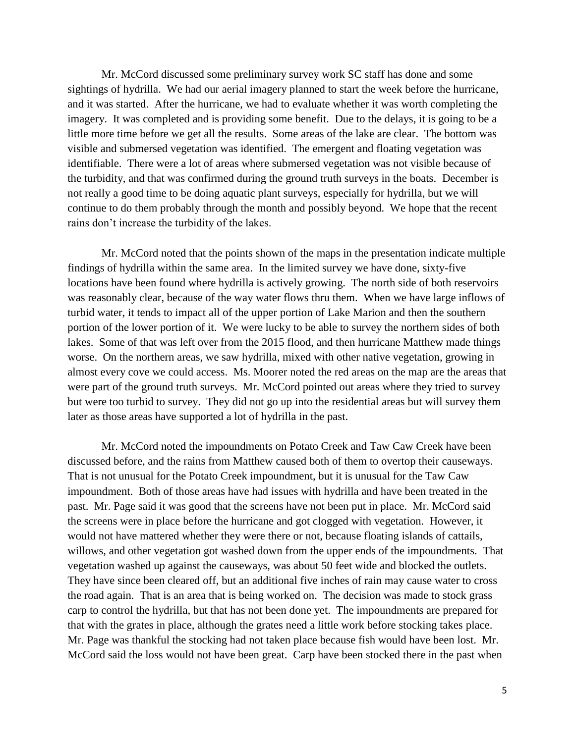Mr. McCord discussed some preliminary survey work SC staff has done and some sightings of hydrilla. We had our aerial imagery planned to start the week before the hurricane, and it was started. After the hurricane, we had to evaluate whether it was worth completing the imagery. It was completed and is providing some benefit. Due to the delays, it is going to be a little more time before we get all the results. Some areas of the lake are clear. The bottom was visible and submersed vegetation was identified. The emergent and floating vegetation was identifiable. There were a lot of areas where submersed vegetation was not visible because of the turbidity, and that was confirmed during the ground truth surveys in the boats. December is not really a good time to be doing aquatic plant surveys, especially for hydrilla, but we will continue to do them probably through the month and possibly beyond. We hope that the recent rains don't increase the turbidity of the lakes.

Mr. McCord noted that the points shown of the maps in the presentation indicate multiple findings of hydrilla within the same area. In the limited survey we have done, sixty-five locations have been found where hydrilla is actively growing. The north side of both reservoirs was reasonably clear, because of the way water flows thru them. When we have large inflows of turbid water, it tends to impact all of the upper portion of Lake Marion and then the southern portion of the lower portion of it. We were lucky to be able to survey the northern sides of both lakes. Some of that was left over from the 2015 flood, and then hurricane Matthew made things worse. On the northern areas, we saw hydrilla, mixed with other native vegetation, growing in almost every cove we could access. Ms. Moorer noted the red areas on the map are the areas that were part of the ground truth surveys. Mr. McCord pointed out areas where they tried to survey but were too turbid to survey. They did not go up into the residential areas but will survey them later as those areas have supported a lot of hydrilla in the past.

Mr. McCord noted the impoundments on Potato Creek and Taw Caw Creek have been discussed before, and the rains from Matthew caused both of them to overtop their causeways. That is not unusual for the Potato Creek impoundment, but it is unusual for the Taw Caw impoundment. Both of those areas have had issues with hydrilla and have been treated in the past. Mr. Page said it was good that the screens have not been put in place. Mr. McCord said the screens were in place before the hurricane and got clogged with vegetation. However, it would not have mattered whether they were there or not, because floating islands of cattails, willows, and other vegetation got washed down from the upper ends of the impoundments. That vegetation washed up against the causeways, was about 50 feet wide and blocked the outlets. They have since been cleared off, but an additional five inches of rain may cause water to cross the road again. That is an area that is being worked on. The decision was made to stock grass carp to control the hydrilla, but that has not been done yet. The impoundments are prepared for that with the grates in place, although the grates need a little work before stocking takes place. Mr. Page was thankful the stocking had not taken place because fish would have been lost. Mr. McCord said the loss would not have been great. Carp have been stocked there in the past when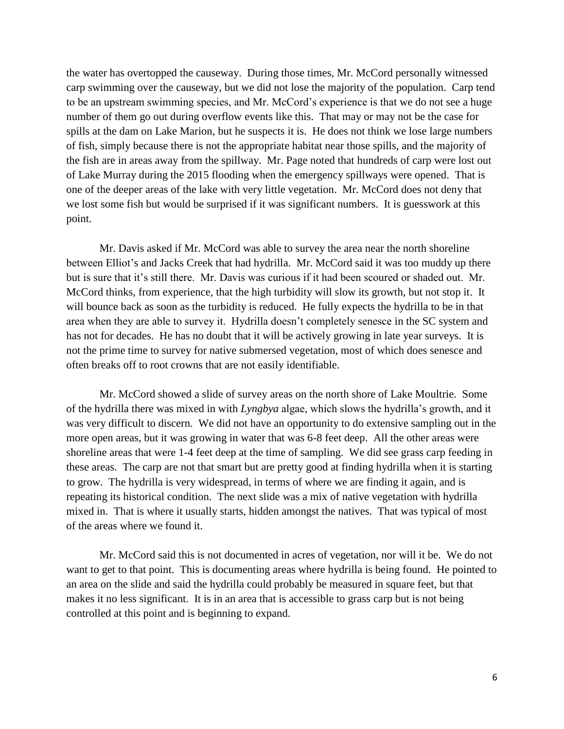the water has overtopped the causeway. During those times, Mr. McCord personally witnessed carp swimming over the causeway, but we did not lose the majority of the population. Carp tend to be an upstream swimming species, and Mr. McCord's experience is that we do not see a huge number of them go out during overflow events like this. That may or may not be the case for spills at the dam on Lake Marion, but he suspects it is. He does not think we lose large numbers of fish, simply because there is not the appropriate habitat near those spills, and the majority of the fish are in areas away from the spillway. Mr. Page noted that hundreds of carp were lost out of Lake Murray during the 2015 flooding when the emergency spillways were opened. That is one of the deeper areas of the lake with very little vegetation. Mr. McCord does not deny that we lost some fish but would be surprised if it was significant numbers. It is guesswork at this point.

Mr. Davis asked if Mr. McCord was able to survey the area near the north shoreline between Elliot's and Jacks Creek that had hydrilla. Mr. McCord said it was too muddy up there but is sure that it's still there. Mr. Davis was curious if it had been scoured or shaded out. Mr. McCord thinks, from experience, that the high turbidity will slow its growth, but not stop it. It will bounce back as soon as the turbidity is reduced. He fully expects the hydrilla to be in that area when they are able to survey it. Hydrilla doesn't completely senesce in the SC system and has not for decades. He has no doubt that it will be actively growing in late year surveys. It is not the prime time to survey for native submersed vegetation, most of which does senesce and often breaks off to root crowns that are not easily identifiable.

Mr. McCord showed a slide of survey areas on the north shore of Lake Moultrie. Some of the hydrilla there was mixed in with *Lyngbya* algae, which slows the hydrilla's growth, and it was very difficult to discern. We did not have an opportunity to do extensive sampling out in the more open areas, but it was growing in water that was 6-8 feet deep. All the other areas were shoreline areas that were 1-4 feet deep at the time of sampling. We did see grass carp feeding in these areas. The carp are not that smart but are pretty good at finding hydrilla when it is starting to grow. The hydrilla is very widespread, in terms of where we are finding it again, and is repeating its historical condition. The next slide was a mix of native vegetation with hydrilla mixed in. That is where it usually starts, hidden amongst the natives. That was typical of most of the areas where we found it.

Mr. McCord said this is not documented in acres of vegetation, nor will it be. We do not want to get to that point. This is documenting areas where hydrilla is being found. He pointed to an area on the slide and said the hydrilla could probably be measured in square feet, but that makes it no less significant. It is in an area that is accessible to grass carp but is not being controlled at this point and is beginning to expand.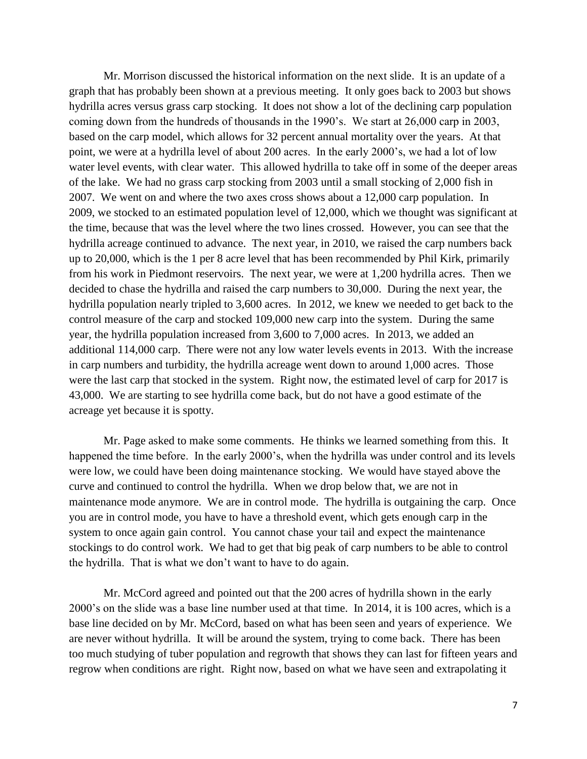Mr. Morrison discussed the historical information on the next slide. It is an update of a graph that has probably been shown at a previous meeting. It only goes back to 2003 but shows hydrilla acres versus grass carp stocking. It does not show a lot of the declining carp population coming down from the hundreds of thousands in the 1990's. We start at 26,000 carp in 2003, based on the carp model, which allows for 32 percent annual mortality over the years. At that point, we were at a hydrilla level of about 200 acres. In the early 2000's, we had a lot of low water level events, with clear water. This allowed hydrilla to take off in some of the deeper areas of the lake. We had no grass carp stocking from 2003 until a small stocking of 2,000 fish in 2007. We went on and where the two axes cross shows about a 12,000 carp population. In 2009, we stocked to an estimated population level of 12,000, which we thought was significant at the time, because that was the level where the two lines crossed. However, you can see that the hydrilla acreage continued to advance. The next year, in 2010, we raised the carp numbers back up to 20,000, which is the 1 per 8 acre level that has been recommended by Phil Kirk, primarily from his work in Piedmont reservoirs. The next year, we were at 1,200 hydrilla acres. Then we decided to chase the hydrilla and raised the carp numbers to 30,000. During the next year, the hydrilla population nearly tripled to 3,600 acres. In 2012, we knew we needed to get back to the control measure of the carp and stocked 109,000 new carp into the system. During the same year, the hydrilla population increased from 3,600 to 7,000 acres. In 2013, we added an additional 114,000 carp. There were not any low water levels events in 2013. With the increase in carp numbers and turbidity, the hydrilla acreage went down to around 1,000 acres. Those were the last carp that stocked in the system. Right now, the estimated level of carp for 2017 is 43,000. We are starting to see hydrilla come back, but do not have a good estimate of the acreage yet because it is spotty.

Mr. Page asked to make some comments. He thinks we learned something from this. It happened the time before. In the early 2000's, when the hydrilla was under control and its levels were low, we could have been doing maintenance stocking. We would have stayed above the curve and continued to control the hydrilla. When we drop below that, we are not in maintenance mode anymore. We are in control mode. The hydrilla is outgaining the carp. Once you are in control mode, you have to have a threshold event, which gets enough carp in the system to once again gain control. You cannot chase your tail and expect the maintenance stockings to do control work. We had to get that big peak of carp numbers to be able to control the hydrilla. That is what we don't want to have to do again.

Mr. McCord agreed and pointed out that the 200 acres of hydrilla shown in the early 2000's on the slide was a base line number used at that time. In 2014, it is 100 acres, which is a base line decided on by Mr. McCord, based on what has been seen and years of experience. We are never without hydrilla. It will be around the system, trying to come back. There has been too much studying of tuber population and regrowth that shows they can last for fifteen years and regrow when conditions are right. Right now, based on what we have seen and extrapolating it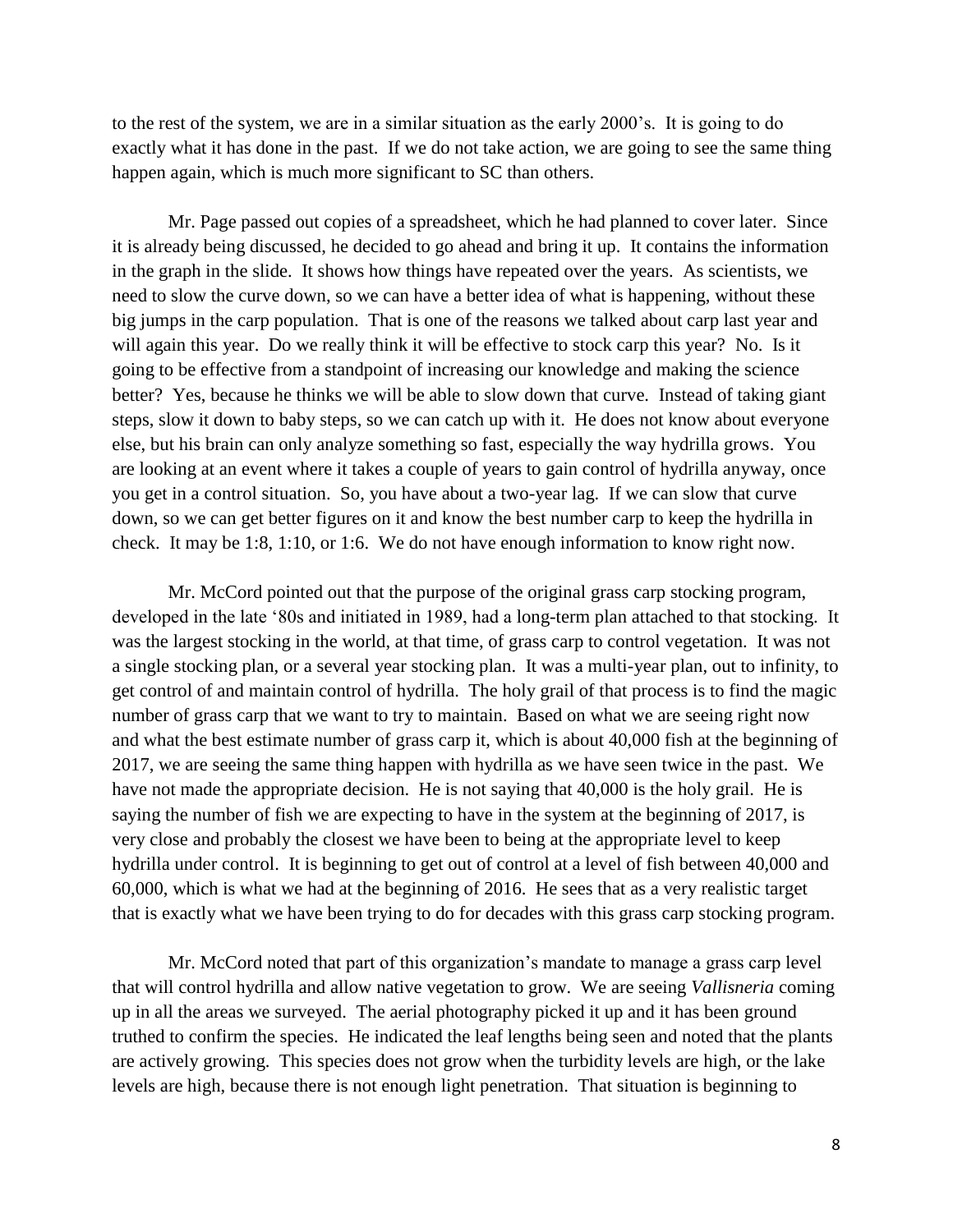to the rest of the system, we are in a similar situation as the early 2000's. It is going to do exactly what it has done in the past. If we do not take action, we are going to see the same thing happen again, which is much more significant to SC than others.

Mr. Page passed out copies of a spreadsheet, which he had planned to cover later. Since it is already being discussed, he decided to go ahead and bring it up. It contains the information in the graph in the slide. It shows how things have repeated over the years. As scientists, we need to slow the curve down, so we can have a better idea of what is happening, without these big jumps in the carp population. That is one of the reasons we talked about carp last year and will again this year. Do we really think it will be effective to stock carp this year? No. Is it going to be effective from a standpoint of increasing our knowledge and making the science better? Yes, because he thinks we will be able to slow down that curve. Instead of taking giant steps, slow it down to baby steps, so we can catch up with it. He does not know about everyone else, but his brain can only analyze something so fast, especially the way hydrilla grows. You are looking at an event where it takes a couple of years to gain control of hydrilla anyway, once you get in a control situation. So, you have about a two-year lag. If we can slow that curve down, so we can get better figures on it and know the best number carp to keep the hydrilla in check. It may be 1:8, 1:10, or 1:6. We do not have enough information to know right now.

Mr. McCord pointed out that the purpose of the original grass carp stocking program, developed in the late '80s and initiated in 1989, had a long-term plan attached to that stocking. It was the largest stocking in the world, at that time, of grass carp to control vegetation. It was not a single stocking plan, or a several year stocking plan. It was a multi-year plan, out to infinity, to get control of and maintain control of hydrilla. The holy grail of that process is to find the magic number of grass carp that we want to try to maintain. Based on what we are seeing right now and what the best estimate number of grass carp it, which is about 40,000 fish at the beginning of 2017, we are seeing the same thing happen with hydrilla as we have seen twice in the past. We have not made the appropriate decision. He is not saying that 40,000 is the holy grail. He is saying the number of fish we are expecting to have in the system at the beginning of 2017, is very close and probably the closest we have been to being at the appropriate level to keep hydrilla under control. It is beginning to get out of control at a level of fish between 40,000 and 60,000, which is what we had at the beginning of 2016. He sees that as a very realistic target that is exactly what we have been trying to do for decades with this grass carp stocking program.

Mr. McCord noted that part of this organization's mandate to manage a grass carp level that will control hydrilla and allow native vegetation to grow. We are seeing *Vallisneria* coming up in all the areas we surveyed. The aerial photography picked it up and it has been ground truthed to confirm the species. He indicated the leaf lengths being seen and noted that the plants are actively growing. This species does not grow when the turbidity levels are high, or the lake levels are high, because there is not enough light penetration. That situation is beginning to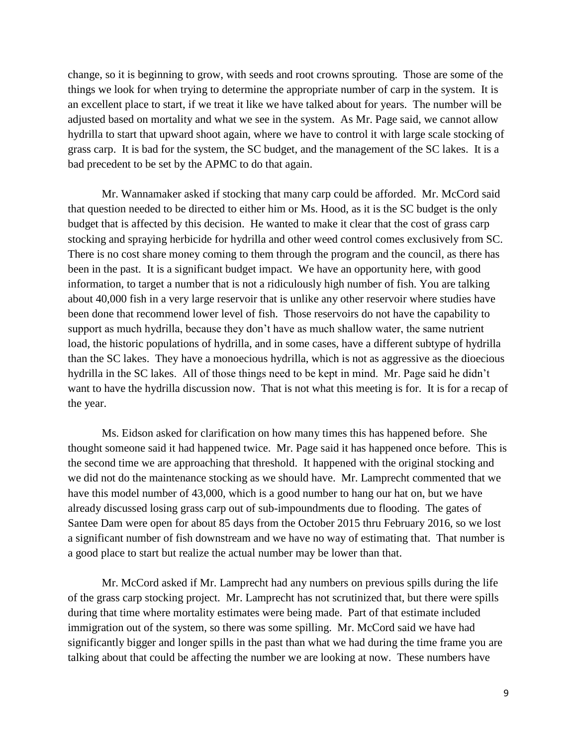change, so it is beginning to grow, with seeds and root crowns sprouting. Those are some of the things we look for when trying to determine the appropriate number of carp in the system. It is an excellent place to start, if we treat it like we have talked about for years. The number will be adjusted based on mortality and what we see in the system. As Mr. Page said, we cannot allow hydrilla to start that upward shoot again, where we have to control it with large scale stocking of grass carp. It is bad for the system, the SC budget, and the management of the SC lakes. It is a bad precedent to be set by the APMC to do that again.

Mr. Wannamaker asked if stocking that many carp could be afforded. Mr. McCord said that question needed to be directed to either him or Ms. Hood, as it is the SC budget is the only budget that is affected by this decision. He wanted to make it clear that the cost of grass carp stocking and spraying herbicide for hydrilla and other weed control comes exclusively from SC. There is no cost share money coming to them through the program and the council, as there has been in the past. It is a significant budget impact. We have an opportunity here, with good information, to target a number that is not a ridiculously high number of fish. You are talking about 40,000 fish in a very large reservoir that is unlike any other reservoir where studies have been done that recommend lower level of fish. Those reservoirs do not have the capability to support as much hydrilla, because they don't have as much shallow water, the same nutrient load, the historic populations of hydrilla, and in some cases, have a different subtype of hydrilla than the SC lakes. They have a monoecious hydrilla, which is not as aggressive as the dioecious hydrilla in the SC lakes. All of those things need to be kept in mind. Mr. Page said he didn't want to have the hydrilla discussion now. That is not what this meeting is for. It is for a recap of the year.

Ms. Eidson asked for clarification on how many times this has happened before. She thought someone said it had happened twice. Mr. Page said it has happened once before. This is the second time we are approaching that threshold. It happened with the original stocking and we did not do the maintenance stocking as we should have. Mr. Lamprecht commented that we have this model number of 43,000, which is a good number to hang our hat on, but we have already discussed losing grass carp out of sub-impoundments due to flooding. The gates of Santee Dam were open for about 85 days from the October 2015 thru February 2016, so we lost a significant number of fish downstream and we have no way of estimating that. That number is a good place to start but realize the actual number may be lower than that.

Mr. McCord asked if Mr. Lamprecht had any numbers on previous spills during the life of the grass carp stocking project. Mr. Lamprecht has not scrutinized that, but there were spills during that time where mortality estimates were being made. Part of that estimate included immigration out of the system, so there was some spilling. Mr. McCord said we have had significantly bigger and longer spills in the past than what we had during the time frame you are talking about that could be affecting the number we are looking at now. These numbers have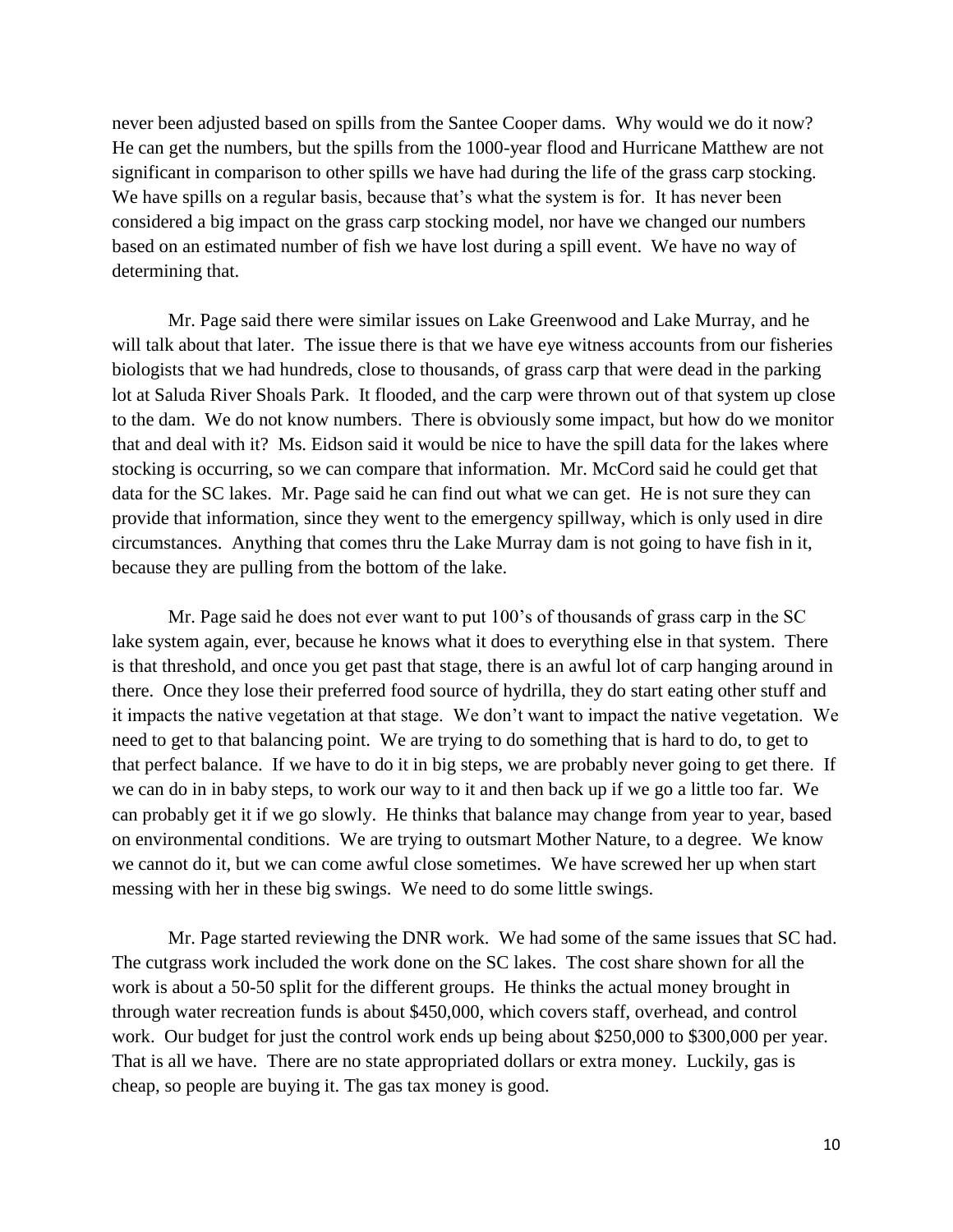never been adjusted based on spills from the Santee Cooper dams. Why would we do it now? He can get the numbers, but the spills from the 1000-year flood and Hurricane Matthew are not significant in comparison to other spills we have had during the life of the grass carp stocking. We have spills on a regular basis, because that's what the system is for. It has never been considered a big impact on the grass carp stocking model, nor have we changed our numbers based on an estimated number of fish we have lost during a spill event. We have no way of determining that.

Mr. Page said there were similar issues on Lake Greenwood and Lake Murray, and he will talk about that later. The issue there is that we have eye witness accounts from our fisheries biologists that we had hundreds, close to thousands, of grass carp that were dead in the parking lot at Saluda River Shoals Park. It flooded, and the carp were thrown out of that system up close to the dam. We do not know numbers. There is obviously some impact, but how do we monitor that and deal with it? Ms. Eidson said it would be nice to have the spill data for the lakes where stocking is occurring, so we can compare that information. Mr. McCord said he could get that data for the SC lakes. Mr. Page said he can find out what we can get. He is not sure they can provide that information, since they went to the emergency spillway, which is only used in dire circumstances. Anything that comes thru the Lake Murray dam is not going to have fish in it, because they are pulling from the bottom of the lake.

Mr. Page said he does not ever want to put 100's of thousands of grass carp in the SC lake system again, ever, because he knows what it does to everything else in that system. There is that threshold, and once you get past that stage, there is an awful lot of carp hanging around in there. Once they lose their preferred food source of hydrilla, they do start eating other stuff and it impacts the native vegetation at that stage. We don't want to impact the native vegetation. We need to get to that balancing point. We are trying to do something that is hard to do, to get to that perfect balance. If we have to do it in big steps, we are probably never going to get there. If we can do in in baby steps, to work our way to it and then back up if we go a little too far. We can probably get it if we go slowly. He thinks that balance may change from year to year, based on environmental conditions. We are trying to outsmart Mother Nature, to a degree. We know we cannot do it, but we can come awful close sometimes. We have screwed her up when start messing with her in these big swings. We need to do some little swings.

Mr. Page started reviewing the DNR work. We had some of the same issues that SC had. The cutgrass work included the work done on the SC lakes. The cost share shown for all the work is about a 50-50 split for the different groups. He thinks the actual money brought in through water recreation funds is about $450,000, which covers staff, overhead, and control work. Our budget for just the control work ends up being about $250,000 to $300,000 per year. That is all we have. There are no state appropriated dollars or extra money. Luckily, gas is cheap, so people are buying it. The gas tax money is good.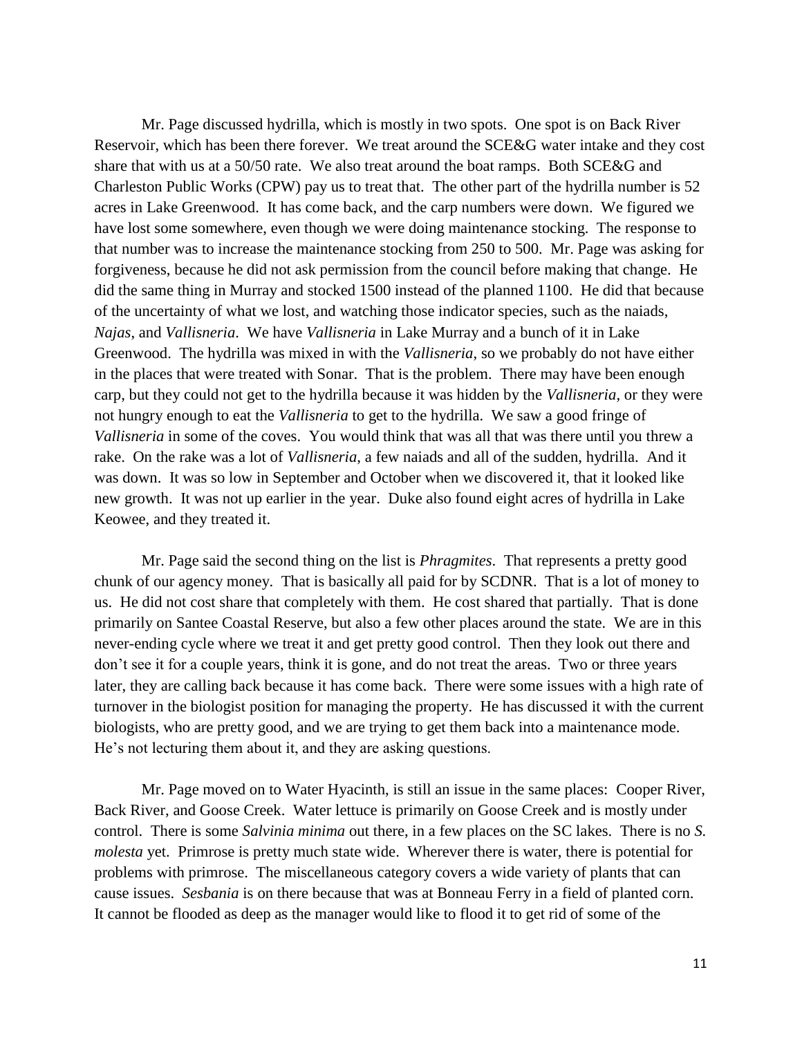Mr. Page discussed hydrilla, which is mostly in two spots. One spot is on Back River Reservoir, which has been there forever. We treat around the SCE&G water intake and they cost share that with us at a 50/50 rate. We also treat around the boat ramps. Both SCE&G and Charleston Public Works (CPW) pay us to treat that. The other part of the hydrilla number is 52 acres in Lake Greenwood. It has come back, and the carp numbers were down. We figured we have lost some somewhere, even though we were doing maintenance stocking. The response to that number was to increase the maintenance stocking from 250 to 500. Mr. Page was asking for forgiveness, because he did not ask permission from the council before making that change. He did the same thing in Murray and stocked 1500 instead of the planned 1100. He did that because of the uncertainty of what we lost, and watching those indicator species, such as the naiads, *Najas*, and *Vallisneria*. We have *Vallisneria* in Lake Murray and a bunch of it in Lake Greenwood. The hydrilla was mixed in with the *Vallisneria*, so we probably do not have either in the places that were treated with Sonar. That is the problem. There may have been enough carp, but they could not get to the hydrilla because it was hidden by the *Vallisneria*, or they were not hungry enough to eat the *Vallisneria* to get to the hydrilla. We saw a good fringe of *Vallisneria* in some of the coves. You would think that was all that was there until you threw a rake. On the rake was a lot of *Vallisneria*, a few naiads and all of the sudden, hydrilla. And it was down. It was so low in September and October when we discovered it, that it looked like new growth. It was not up earlier in the year. Duke also found eight acres of hydrilla in Lake Keowee, and they treated it.

Mr. Page said the second thing on the list is *Phragmites*. That represents a pretty good chunk of our agency money. That is basically all paid for by SCDNR. That is a lot of money to us. He did not cost share that completely with them. He cost shared that partially. That is done primarily on Santee Coastal Reserve, but also a few other places around the state. We are in this never-ending cycle where we treat it and get pretty good control. Then they look out there and don't see it for a couple years, think it is gone, and do not treat the areas. Two or three years later, they are calling back because it has come back. There were some issues with a high rate of turnover in the biologist position for managing the property. He has discussed it with the current biologists, who are pretty good, and we are trying to get them back into a maintenance mode. He's not lecturing them about it, and they are asking questions.

Mr. Page moved on to Water Hyacinth, is still an issue in the same places: Cooper River, Back River, and Goose Creek. Water lettuce is primarily on Goose Creek and is mostly under control. There is some *Salvinia minima* out there, in a few places on the SC lakes. There is no *S. molesta* yet. Primrose is pretty much state wide. Wherever there is water, there is potential for problems with primrose. The miscellaneous category covers a wide variety of plants that can cause issues. *Sesbania* is on there because that was at Bonneau Ferry in a field of planted corn. It cannot be flooded as deep as the manager would like to flood it to get rid of some of the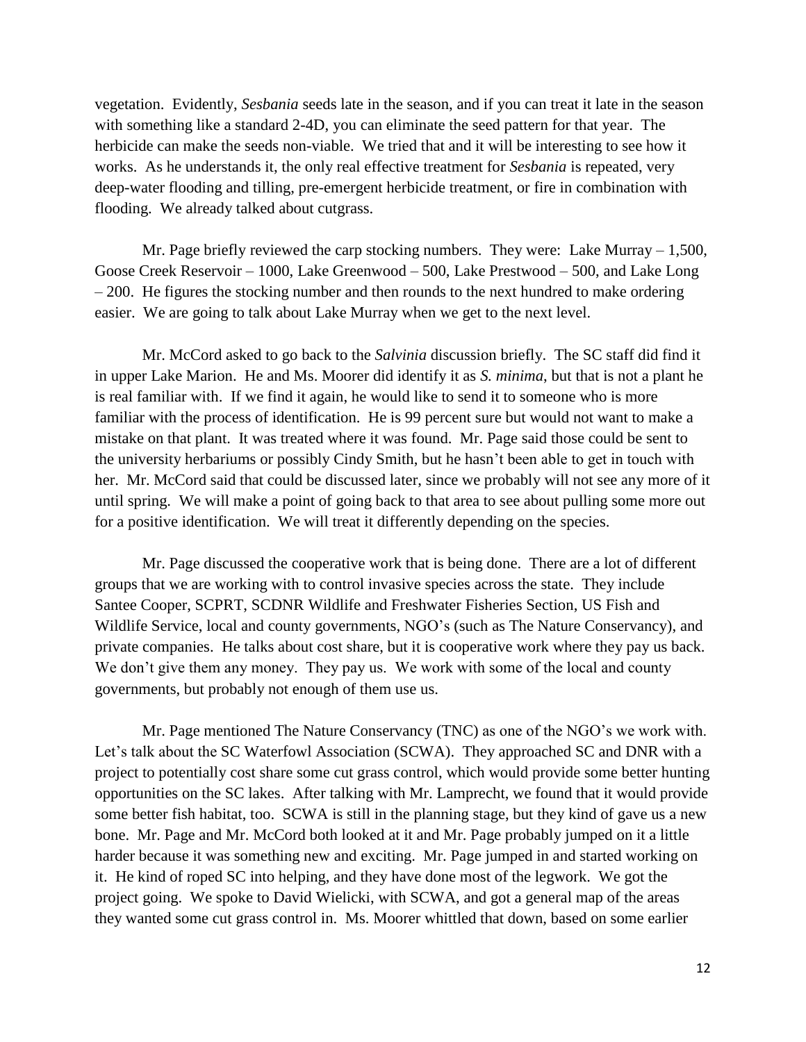vegetation. Evidently, *Sesbania* seeds late in the season, and if you can treat it late in the season with something like a standard 2-4D, you can eliminate the seed pattern for that year. The herbicide can make the seeds non-viable. We tried that and it will be interesting to see how it works. As he understands it, the only real effective treatment for *Sesbania* is repeated, very deep-water flooding and tilling, pre-emergent herbicide treatment, or fire in combination with flooding. We already talked about cutgrass.

Mr. Page briefly reviewed the carp stocking numbers. They were: Lake Murray – 1,500, Goose Creek Reservoir – 1000, Lake Greenwood – 500, Lake Prestwood – 500, and Lake Long – 200. He figures the stocking number and then rounds to the next hundred to make ordering easier. We are going to talk about Lake Murray when we get to the next level.

Mr. McCord asked to go back to the *Salvinia* discussion briefly. The SC staff did find it in upper Lake Marion. He and Ms. Moorer did identify it as *S. minima*, but that is not a plant he is real familiar with. If we find it again, he would like to send it to someone who is more familiar with the process of identification. He is 99 percent sure but would not want to make a mistake on that plant. It was treated where it was found. Mr. Page said those could be sent to the university herbariums or possibly Cindy Smith, but he hasn't been able to get in touch with her. Mr. McCord said that could be discussed later, since we probably will not see any more of it until spring. We will make a point of going back to that area to see about pulling some more out for a positive identification. We will treat it differently depending on the species.

Mr. Page discussed the cooperative work that is being done. There are a lot of different groups that we are working with to control invasive species across the state. They include Santee Cooper, SCPRT, SCDNR Wildlife and Freshwater Fisheries Section, US Fish and Wildlife Service, local and county governments, NGO's (such as The Nature Conservancy), and private companies. He talks about cost share, but it is cooperative work where they pay us back. We don't give them any money. They pay us. We work with some of the local and county governments, but probably not enough of them use us.

Mr. Page mentioned The Nature Conservancy (TNC) as one of the NGO's we work with. Let's talk about the SC Waterfowl Association (SCWA). They approached SC and DNR with a project to potentially cost share some cut grass control, which would provide some better hunting opportunities on the SC lakes. After talking with Mr. Lamprecht, we found that it would provide some better fish habitat, too. SCWA is still in the planning stage, but they kind of gave us a new bone. Mr. Page and Mr. McCord both looked at it and Mr. Page probably jumped on it a little harder because it was something new and exciting. Mr. Page jumped in and started working on it. He kind of roped SC into helping, and they have done most of the legwork. We got the project going. We spoke to David Wielicki, with SCWA, and got a general map of the areas they wanted some cut grass control in. Ms. Moorer whittled that down, based on some earlier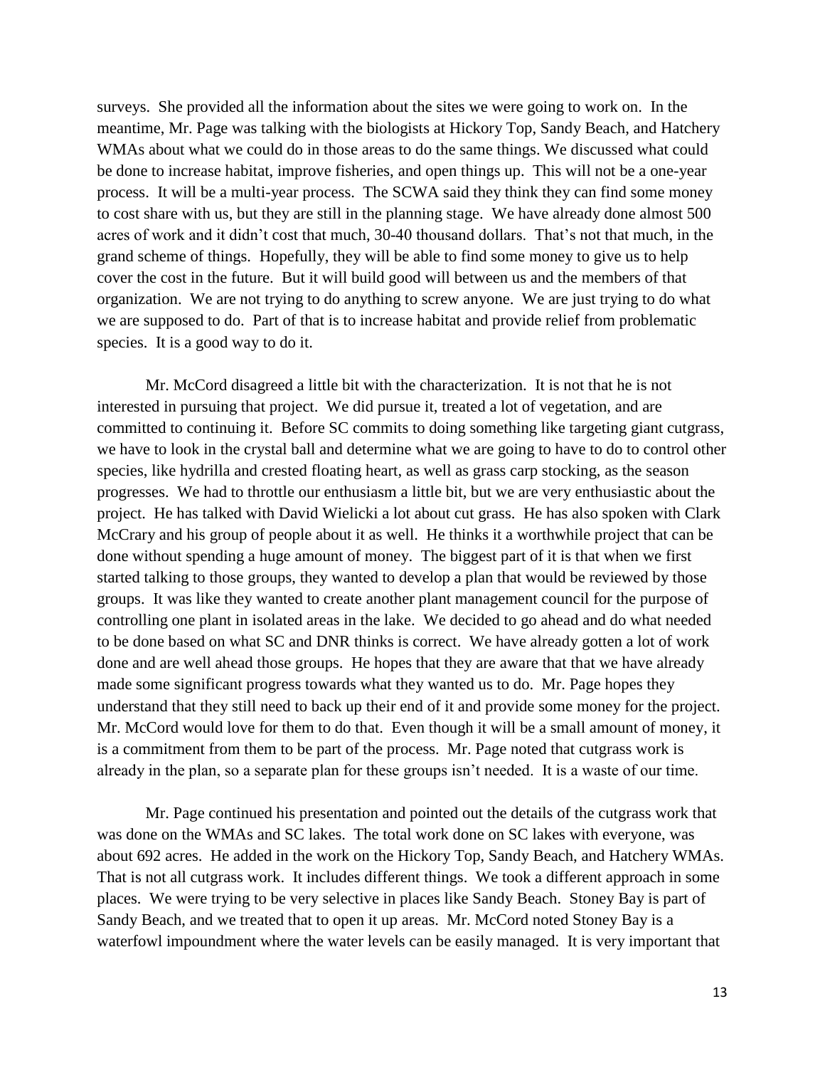surveys. She provided all the information about the sites we were going to work on. In the meantime, Mr. Page was talking with the biologists at Hickory Top, Sandy Beach, and Hatchery WMAs about what we could do in those areas to do the same things. We discussed what could be done to increase habitat, improve fisheries, and open things up. This will not be a one-year process. It will be a multi-year process. The SCWA said they think they can find some money to cost share with us, but they are still in the planning stage. We have already done almost 500 acres of work and it didn't cost that much, 30-40 thousand dollars. That's not that much, in the grand scheme of things. Hopefully, they will be able to find some money to give us to help cover the cost in the future. But it will build good will between us and the members of that organization. We are not trying to do anything to screw anyone. We are just trying to do what we are supposed to do. Part of that is to increase habitat and provide relief from problematic species. It is a good way to do it.

Mr. McCord disagreed a little bit with the characterization. It is not that he is not interested in pursuing that project. We did pursue it, treated a lot of vegetation, and are committed to continuing it. Before SC commits to doing something like targeting giant cutgrass, we have to look in the crystal ball and determine what we are going to have to do to control other species, like hydrilla and crested floating heart, as well as grass carp stocking, as the season progresses. We had to throttle our enthusiasm a little bit, but we are very enthusiastic about the project. He has talked with David Wielicki a lot about cut grass. He has also spoken with Clark McCrary and his group of people about it as well. He thinks it a worthwhile project that can be done without spending a huge amount of money. The biggest part of it is that when we first started talking to those groups, they wanted to develop a plan that would be reviewed by those groups. It was like they wanted to create another plant management council for the purpose of controlling one plant in isolated areas in the lake. We decided to go ahead and do what needed to be done based on what SC and DNR thinks is correct. We have already gotten a lot of work done and are well ahead those groups. He hopes that they are aware that that we have already made some significant progress towards what they wanted us to do. Mr. Page hopes they understand that they still need to back up their end of it and provide some money for the project. Mr. McCord would love for them to do that. Even though it will be a small amount of money, it is a commitment from them to be part of the process. Mr. Page noted that cutgrass work is already in the plan, so a separate plan for these groups isn't needed. It is a waste of our time.

Mr. Page continued his presentation and pointed out the details of the cutgrass work that was done on the WMAs and SC lakes. The total work done on SC lakes with everyone, was about 692 acres. He added in the work on the Hickory Top, Sandy Beach, and Hatchery WMAs. That is not all cutgrass work. It includes different things. We took a different approach in some places. We were trying to be very selective in places like Sandy Beach. Stoney Bay is part of Sandy Beach, and we treated that to open it up areas. Mr. McCord noted Stoney Bay is a waterfowl impoundment where the water levels can be easily managed. It is very important that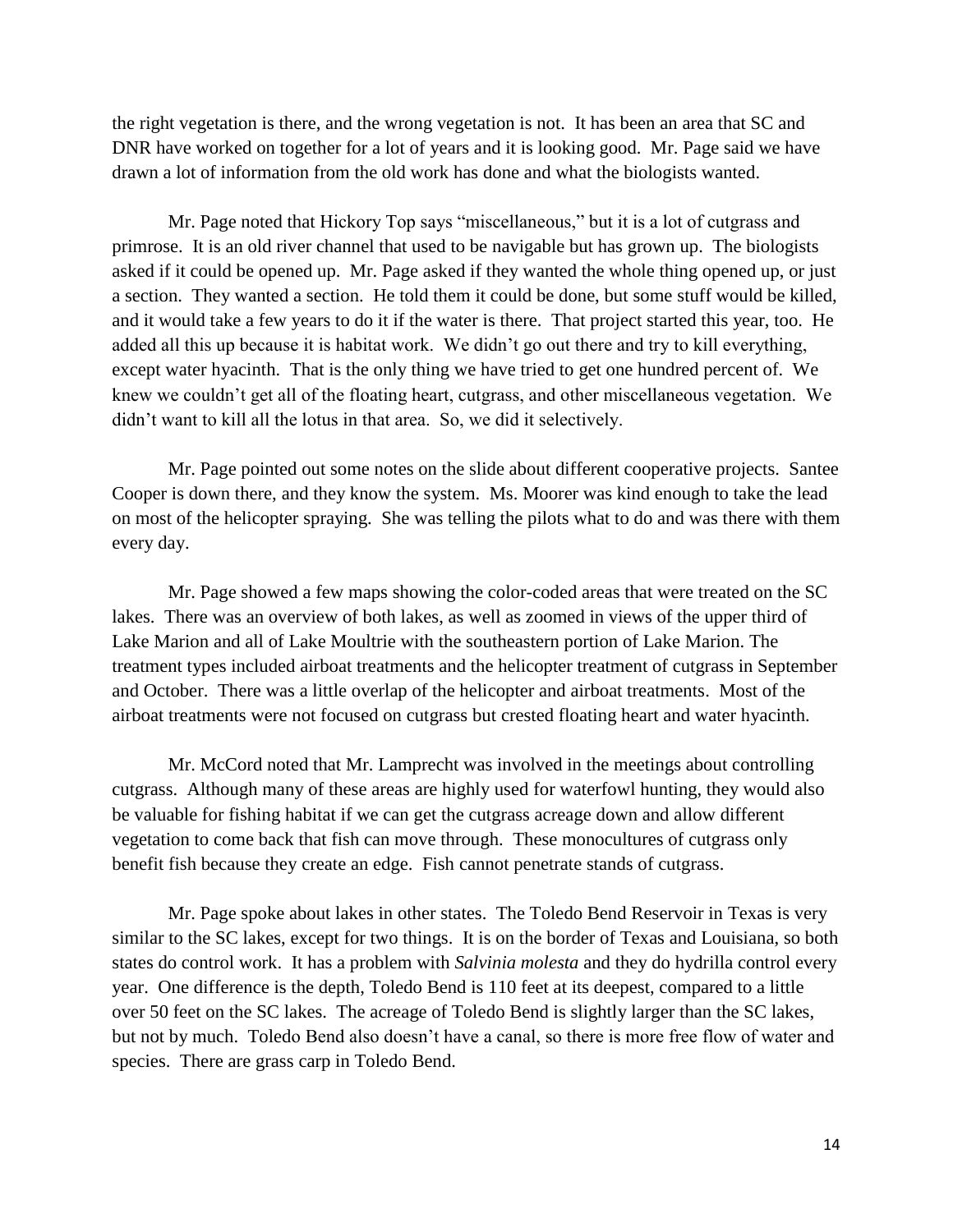the right vegetation is there, and the wrong vegetation is not. It has been an area that SC and DNR have worked on together for a lot of years and it is looking good. Mr. Page said we have drawn a lot of information from the old work has done and what the biologists wanted.

Mr. Page noted that Hickory Top says "miscellaneous," but it is a lot of cutgrass and primrose. It is an old river channel that used to be navigable but has grown up. The biologists asked if it could be opened up. Mr. Page asked if they wanted the whole thing opened up, or just a section. They wanted a section. He told them it could be done, but some stuff would be killed, and it would take a few years to do it if the water is there. That project started this year, too. He added all this up because it is habitat work. We didn't go out there and try to kill everything, except water hyacinth. That is the only thing we have tried to get one hundred percent of. We knew we couldn't get all of the floating heart, cutgrass, and other miscellaneous vegetation. We didn't want to kill all the lotus in that area. So, we did it selectively.

Mr. Page pointed out some notes on the slide about different cooperative projects. Santee Cooper is down there, and they know the system. Ms. Moorer was kind enough to take the lead on most of the helicopter spraying. She was telling the pilots what to do and was there with them every day.

Mr. Page showed a few maps showing the color-coded areas that were treated on the SC lakes. There was an overview of both lakes, as well as zoomed in views of the upper third of Lake Marion and all of Lake Moultrie with the southeastern portion of Lake Marion. The treatment types included airboat treatments and the helicopter treatment of cutgrass in September and October. There was a little overlap of the helicopter and airboat treatments. Most of the airboat treatments were not focused on cutgrass but crested floating heart and water hyacinth.

Mr. McCord noted that Mr. Lamprecht was involved in the meetings about controlling cutgrass. Although many of these areas are highly used for waterfowl hunting, they would also be valuable for fishing habitat if we can get the cutgrass acreage down and allow different vegetation to come back that fish can move through. These monocultures of cutgrass only benefit fish because they create an edge. Fish cannot penetrate stands of cutgrass.

Mr. Page spoke about lakes in other states. The Toledo Bend Reservoir in Texas is very similar to the SC lakes, except for two things. It is on the border of Texas and Louisiana, so both states do control work. It has a problem with *Salvinia molesta* and they do hydrilla control every year. One difference is the depth, Toledo Bend is 110 feet at its deepest, compared to a little over 50 feet on the SC lakes. The acreage of Toledo Bend is slightly larger than the SC lakes, but not by much. Toledo Bend also doesn't have a canal, so there is more free flow of water and species. There are grass carp in Toledo Bend.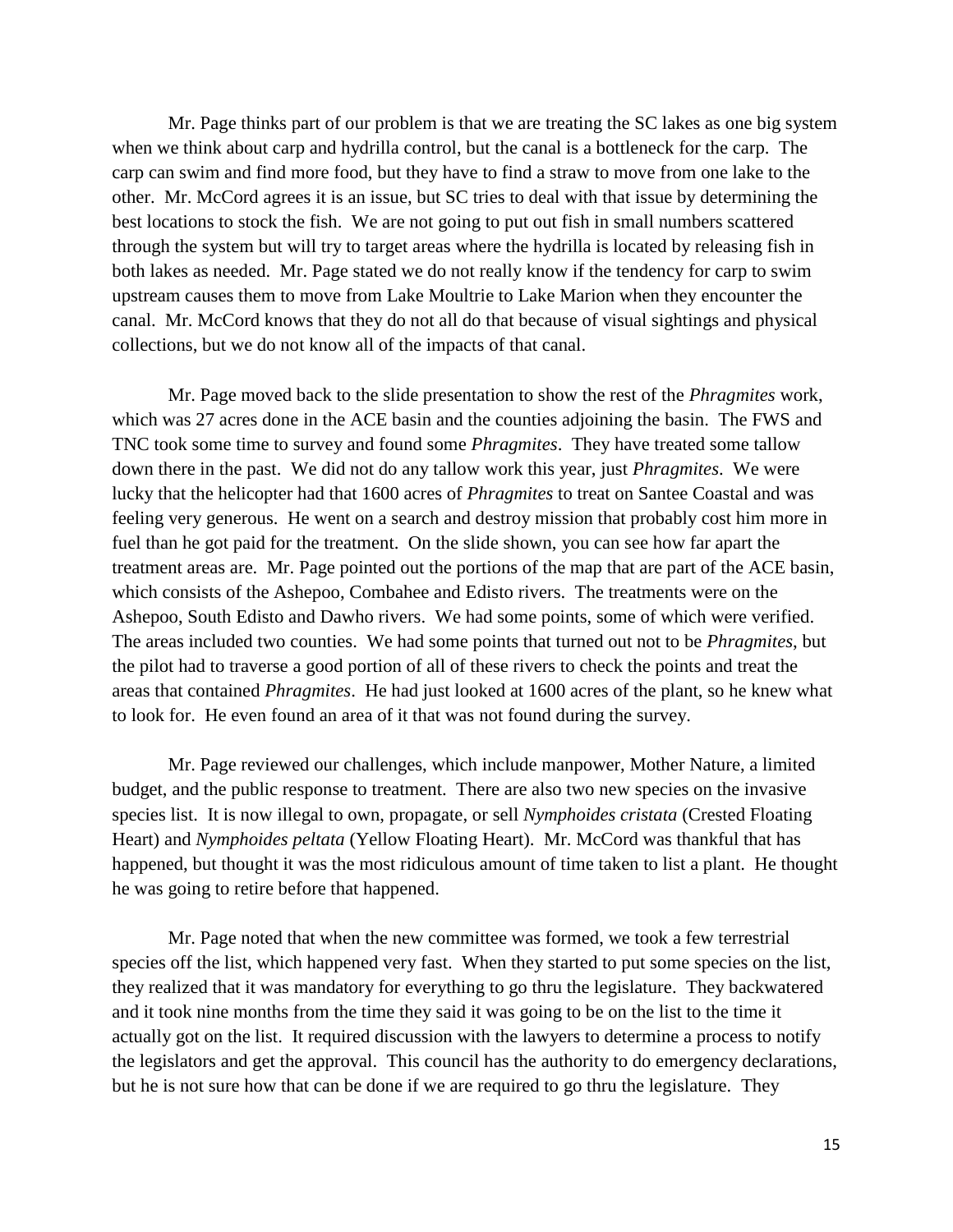Mr. Page thinks part of our problem is that we are treating the SC lakes as one big system when we think about carp and hydrilla control, but the canal is a bottleneck for the carp. The carp can swim and find more food, but they have to find a straw to move from one lake to the other. Mr. McCord agrees it is an issue, but SC tries to deal with that issue by determining the best locations to stock the fish. We are not going to put out fish in small numbers scattered through the system but will try to target areas where the hydrilla is located by releasing fish in both lakes as needed. Mr. Page stated we do not really know if the tendency for carp to swim upstream causes them to move from Lake Moultrie to Lake Marion when they encounter the canal. Mr. McCord knows that they do not all do that because of visual sightings and physical collections, but we do not know all of the impacts of that canal.

Mr. Page moved back to the slide presentation to show the rest of the *Phragmites* work, which was 27 acres done in the ACE basin and the counties adjoining the basin. The FWS and TNC took some time to survey and found some *Phragmites*. They have treated some tallow down there in the past. We did not do any tallow work this year, just *Phragmites*. We were lucky that the helicopter had that 1600 acres of *Phragmites* to treat on Santee Coastal and was feeling very generous. He went on a search and destroy mission that probably cost him more in fuel than he got paid for the treatment. On the slide shown, you can see how far apart the treatment areas are. Mr. Page pointed out the portions of the map that are part of the ACE basin, which consists of the Ashepoo, Combahee and Edisto rivers. The treatments were on the Ashepoo, South Edisto and Dawho rivers. We had some points, some of which were verified. The areas included two counties. We had some points that turned out not to be *Phragmites*, but the pilot had to traverse a good portion of all of these rivers to check the points and treat the areas that contained *Phragmites*. He had just looked at 1600 acres of the plant, so he knew what to look for. He even found an area of it that was not found during the survey.

Mr. Page reviewed our challenges, which include manpower, Mother Nature, a limited budget, and the public response to treatment. There are also two new species on the invasive species list. It is now illegal to own, propagate, or sell *Nymphoides cristata* (Crested Floating Heart) and *Nymphoides peltata* (Yellow Floating Heart). Mr. McCord was thankful that has happened, but thought it was the most ridiculous amount of time taken to list a plant. He thought he was going to retire before that happened.

Mr. Page noted that when the new committee was formed, we took a few terrestrial species off the list, which happened very fast. When they started to put some species on the list, they realized that it was mandatory for everything to go thru the legislature. They backwatered and it took nine months from the time they said it was going to be on the list to the time it actually got on the list. It required discussion with the lawyers to determine a process to notify the legislators and get the approval. This council has the authority to do emergency declarations, but he is not sure how that can be done if we are required to go thru the legislature. They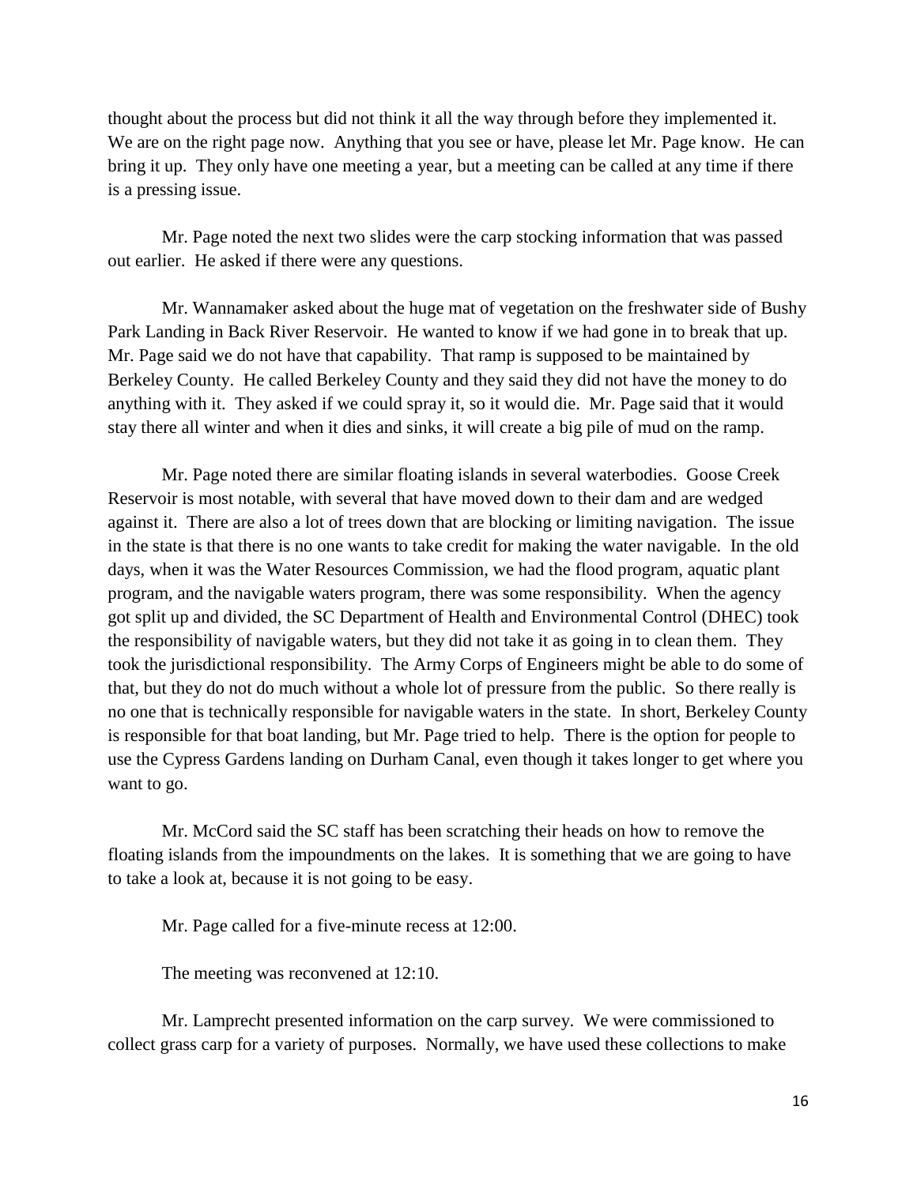thought about the process but did not think it all the way through before they implemented it. We are on the right page now. Anything that you see or have, please let Mr. Page know. He can bring it up. They only have one meeting a year, but a meeting can be called at any time if there is a pressing issue.

Mr. Page noted the next two slides were the carp stocking information that was passed out earlier. He asked if there were any questions.

Mr. Wannamaker asked about the huge mat of vegetation on the freshwater side of Bushy Park Landing in Back River Reservoir. He wanted to know if we had gone in to break that up. Mr. Page said we do not have that capability. That ramp is supposed to be maintained by Berkeley County. He called Berkeley County and they said they did not have the money to do anything with it. They asked if we could spray it, so it would die. Mr. Page said that it would stay there all winter and when it dies and sinks, it will create a big pile of mud on the ramp.

Mr. Page noted there are similar floating islands in several waterbodies. Goose Creek Reservoir is most notable, with several that have moved down to their dam and are wedged against it. There are also a lot of trees down that are blocking or limiting navigation. The issue in the state is that there is no one wants to take credit for making the water navigable. In the old days, when it was the Water Resources Commission, we had the flood program, aquatic plant program, and the navigable waters program, there was some responsibility. When the agency got split up and divided, the SC Department of Health and Environmental Control (DHEC) took the responsibility of navigable waters, but they did not take it as going in to clean them. They took the jurisdictional responsibility. The Army Corps of Engineers might be able to do some of that, but they do not do much without a whole lot of pressure from the public. So there really is no one that is technically responsible for navigable waters in the state. In short, Berkeley County is responsible for that boat landing, but Mr. Page tried to help. There is the option for people to use the Cypress Gardens landing on Durham Canal, even though it takes longer to get where you want to go.

Mr. McCord said the SC staff has been scratching their heads on how to remove the floating islands from the impoundments on the lakes. It is something that we are going to have to take a look at, because it is not going to be easy.

Mr. Page called for a five-minute recess at 12:00.

The meeting was reconvened at 12:10.

Mr. Lamprecht presented information on the carp survey. We were commissioned to collect grass carp for a variety of purposes. Normally, we have used these collections to make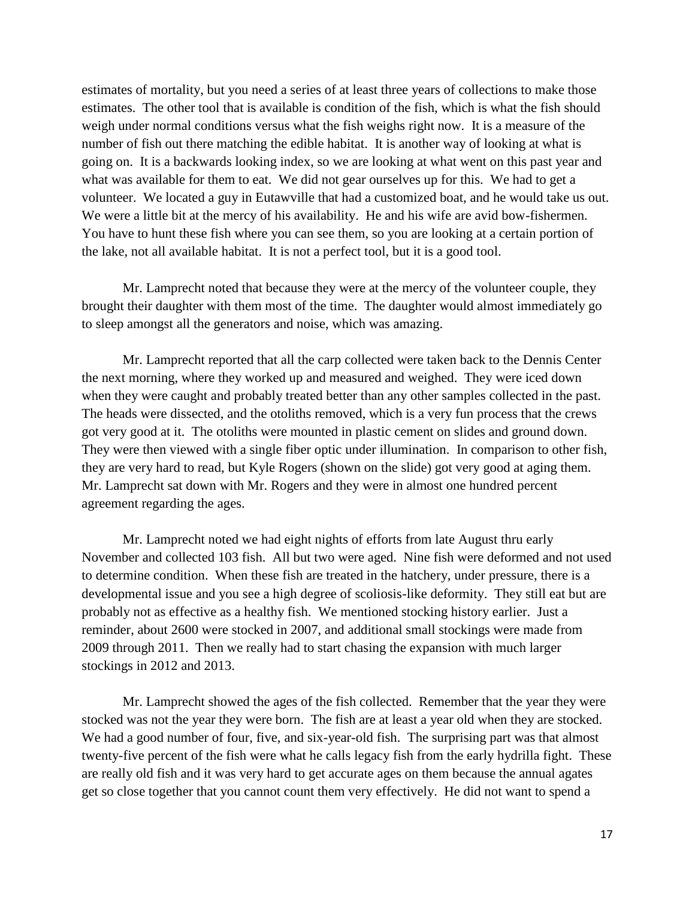estimates of mortality, but you need a series of at least three years of collections to make those estimates. The other tool that is available is condition of the fish, which is what the fish should weigh under normal conditions versus what the fish weighs right now. It is a measure of the number of fish out there matching the edible habitat. It is another way of looking at what is going on. It is a backwards looking index, so we are looking at what went on this past year and what was available for them to eat. We did not gear ourselves up for this. We had to get a volunteer. We located a guy in Eutawville that had a customized boat, and he would take us out. We were a little bit at the mercy of his availability. He and his wife are avid bow-fishermen. You have to hunt these fish where you can see them, so you are looking at a certain portion of the lake, not all available habitat. It is not a perfect tool, but it is a good tool.

Mr. Lamprecht noted that because they were at the mercy of the volunteer couple, they brought their daughter with them most of the time. The daughter would almost immediately go to sleep amongst all the generators and noise, which was amazing.

Mr. Lamprecht reported that all the carp collected were taken back to the Dennis Center the next morning, where they worked up and measured and weighed. They were iced down when they were caught and probably treated better than any other samples collected in the past. The heads were dissected, and the otoliths removed, which is a very fun process that the crews got very good at it. The otoliths were mounted in plastic cement on slides and ground down. They were then viewed with a single fiber optic under illumination. In comparison to other fish, they are very hard to read, but Kyle Rogers (shown on the slide) got very good at aging them. Mr. Lamprecht sat down with Mr. Rogers and they were in almost one hundred percent agreement regarding the ages.

Mr. Lamprecht noted we had eight nights of efforts from late August thru early November and collected 103 fish. All but two were aged. Nine fish were deformed and not used to determine condition. When these fish are treated in the hatchery, under pressure, there is a developmental issue and you see a high degree of scoliosis-like deformity. They still eat but are probably not as effective as a healthy fish. We mentioned stocking history earlier. Just a reminder, about 2600 were stocked in 2007, and additional small stockings were made from 2009 through 2011. Then we really had to start chasing the expansion with much larger stockings in 2012 and 2013.

Mr. Lamprecht showed the ages of the fish collected. Remember that the year they were stocked was not the year they were born. The fish are at least a year old when they are stocked. We had a good number of four, five, and six-year-old fish. The surprising part was that almost twenty-five percent of the fish were what he calls legacy fish from the early hydrilla fight. These are really old fish and it was very hard to get accurate ages on them because the annual agates get so close together that you cannot count them very effectively. He did not want to spend a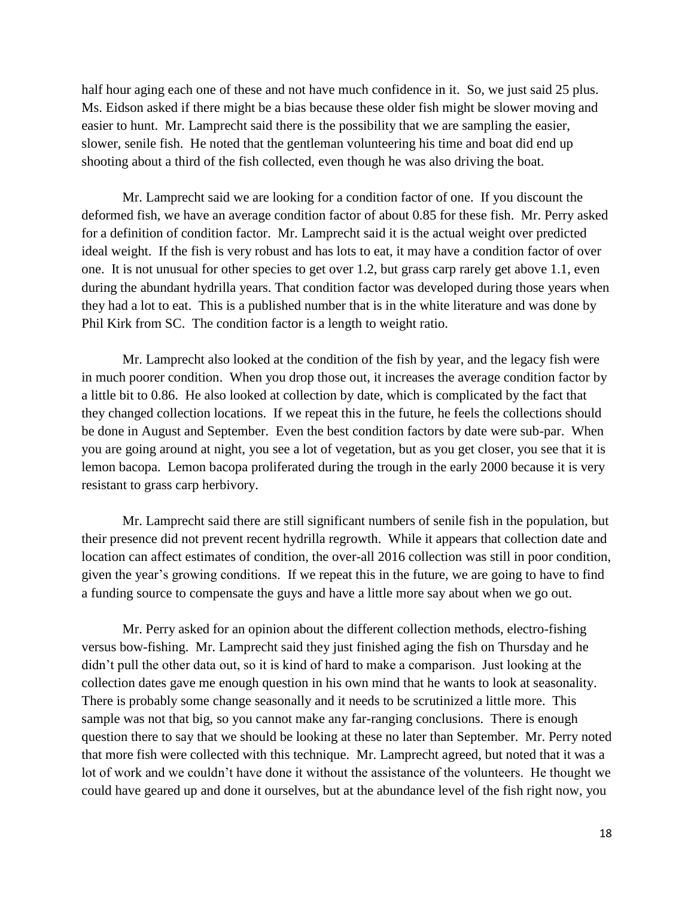half hour aging each one of these and not have much confidence in it. So, we just said 25 plus. Ms. Eidson asked if there might be a bias because these older fish might be slower moving and easier to hunt. Mr. Lamprecht said there is the possibility that we are sampling the easier, slower, senile fish. He noted that the gentleman volunteering his time and boat did end up shooting about a third of the fish collected, even though he was also driving the boat.

Mr. Lamprecht said we are looking for a condition factor of one. If you discount the deformed fish, we have an average condition factor of about 0.85 for these fish. Mr. Perry asked for a definition of condition factor. Mr. Lamprecht said it is the actual weight over predicted ideal weight. If the fish is very robust and has lots to eat, it may have a condition factor of over one. It is not unusual for other species to get over 1.2, but grass carp rarely get above 1.1, even during the abundant hydrilla years. That condition factor was developed during those years when they had a lot to eat. This is a published number that is in the white literature and was done by Phil Kirk from SC. The condition factor is a length to weight ratio.

Mr. Lamprecht also looked at the condition of the fish by year, and the legacy fish were in much poorer condition. When you drop those out, it increases the average condition factor by a little bit to 0.86. He also looked at collection by date, which is complicated by the fact that they changed collection locations. If we repeat this in the future, he feels the collections should be done in August and September. Even the best condition factors by date were sub-par. When you are going around at night, you see a lot of vegetation, but as you get closer, you see that it is lemon bacopa. Lemon bacopa proliferated during the trough in the early 2000 because it is very resistant to grass carp herbivory.

Mr. Lamprecht said there are still significant numbers of senile fish in the population, but their presence did not prevent recent hydrilla regrowth. While it appears that collection date and location can affect estimates of condition, the over-all 2016 collection was still in poor condition, given the year's growing conditions. If we repeat this in the future, we are going to have to find a funding source to compensate the guys and have a little more say about when we go out.

Mr. Perry asked for an opinion about the different collection methods, electro-fishing versus bow-fishing. Mr. Lamprecht said they just finished aging the fish on Thursday and he didn't pull the other data out, so it is kind of hard to make a comparison. Just looking at the collection dates gave me enough question in his own mind that he wants to look at seasonality. There is probably some change seasonally and it needs to be scrutinized a little more. This sample was not that big, so you cannot make any far-ranging conclusions. There is enough question there to say that we should be looking at these no later than September. Mr. Perry noted that more fish were collected with this technique. Mr. Lamprecht agreed, but noted that it was a lot of work and we couldn't have done it without the assistance of the volunteers. He thought we could have geared up and done it ourselves, but at the abundance level of the fish right now, you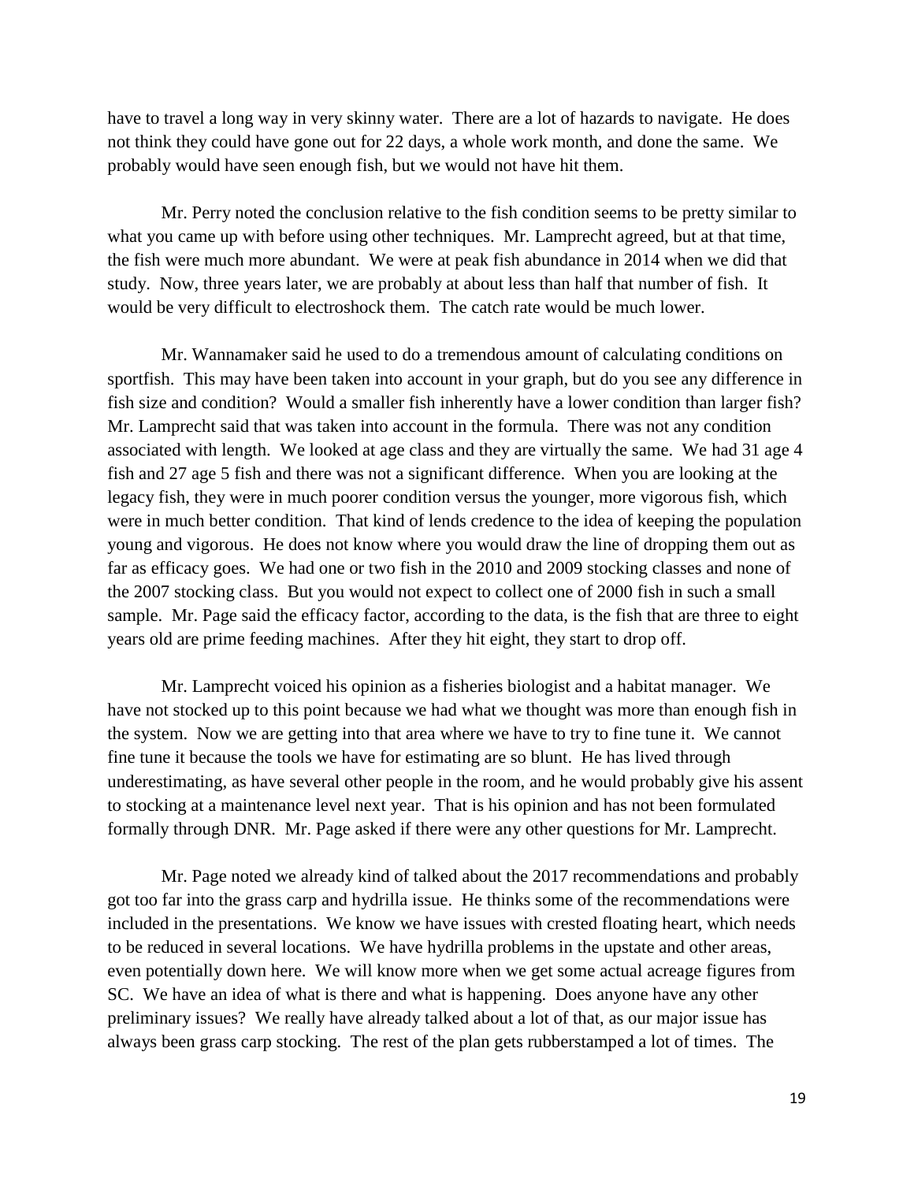have to travel a long way in very skinny water. There are a lot of hazards to navigate. He does not think they could have gone out for 22 days, a whole work month, and done the same. We probably would have seen enough fish, but we would not have hit them.

Mr. Perry noted the conclusion relative to the fish condition seems to be pretty similar to what you came up with before using other techniques. Mr. Lamprecht agreed, but at that time, the fish were much more abundant. We were at peak fish abundance in 2014 when we did that study. Now, three years later, we are probably at about less than half that number of fish. It would be very difficult to electroshock them. The catch rate would be much lower.

Mr. Wannamaker said he used to do a tremendous amount of calculating conditions on sportfish. This may have been taken into account in your graph, but do you see any difference in fish size and condition? Would a smaller fish inherently have a lower condition than larger fish? Mr. Lamprecht said that was taken into account in the formula. There was not any condition associated with length. We looked at age class and they are virtually the same. We had 31 age 4 fish and 27 age 5 fish and there was not a significant difference. When you are looking at the legacy fish, they were in much poorer condition versus the younger, more vigorous fish, which were in much better condition. That kind of lends credence to the idea of keeping the population young and vigorous. He does not know where you would draw the line of dropping them out as far as efficacy goes. We had one or two fish in the 2010 and 2009 stocking classes and none of the 2007 stocking class. But you would not expect to collect one of 2000 fish in such a small sample. Mr. Page said the efficacy factor, according to the data, is the fish that are three to eight years old are prime feeding machines. After they hit eight, they start to drop off.

Mr. Lamprecht voiced his opinion as a fisheries biologist and a habitat manager. We have not stocked up to this point because we had what we thought was more than enough fish in the system. Now we are getting into that area where we have to try to fine tune it. We cannot fine tune it because the tools we have for estimating are so blunt. He has lived through underestimating, as have several other people in the room, and he would probably give his assent to stocking at a maintenance level next year. That is his opinion and has not been formulated formally through DNR. Mr. Page asked if there were any other questions for Mr. Lamprecht.

Mr. Page noted we already kind of talked about the 2017 recommendations and probably got too far into the grass carp and hydrilla issue. He thinks some of the recommendations were included in the presentations. We know we have issues with crested floating heart, which needs to be reduced in several locations. We have hydrilla problems in the upstate and other areas, even potentially down here. We will know more when we get some actual acreage figures from SC. We have an idea of what is there and what is happening. Does anyone have any other preliminary issues? We really have already talked about a lot of that, as our major issue has always been grass carp stocking. The rest of the plan gets rubberstamped a lot of times. The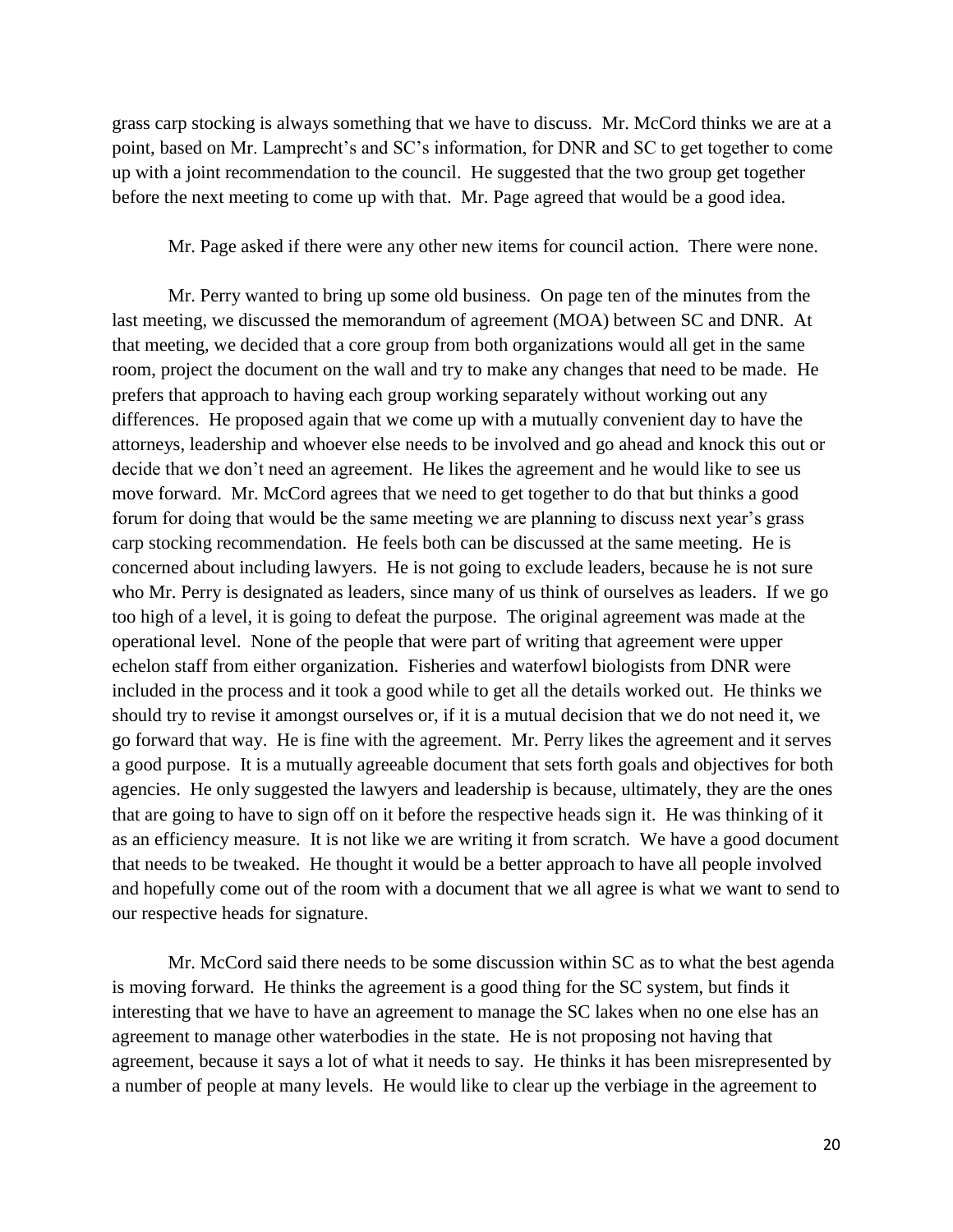grass carp stocking is always something that we have to discuss. Mr. McCord thinks we are at a point, based on Mr. Lamprecht's and SC's information, for DNR and SC to get together to come up with a joint recommendation to the council. He suggested that the two group get together before the next meeting to come up with that. Mr. Page agreed that would be a good idea.

Mr. Page asked if there were any other new items for council action. There were none.

Mr. Perry wanted to bring up some old business. On page ten of the minutes from the last meeting, we discussed the memorandum of agreement (MOA) between SC and DNR. At that meeting, we decided that a core group from both organizations would all get in the same room, project the document on the wall and try to make any changes that need to be made. He prefers that approach to having each group working separately without working out any differences. He proposed again that we come up with a mutually convenient day to have the attorneys, leadership and whoever else needs to be involved and go ahead and knock this out or decide that we don't need an agreement. He likes the agreement and he would like to see us move forward. Mr. McCord agrees that we need to get together to do that but thinks a good forum for doing that would be the same meeting we are planning to discuss next year's grass carp stocking recommendation. He feels both can be discussed at the same meeting. He is concerned about including lawyers. He is not going to exclude leaders, because he is not sure who Mr. Perry is designated as leaders, since many of us think of ourselves as leaders. If we go too high of a level, it is going to defeat the purpose. The original agreement was made at the operational level. None of the people that were part of writing that agreement were upper echelon staff from either organization. Fisheries and waterfowl biologists from DNR were included in the process and it took a good while to get all the details worked out. He thinks we should try to revise it amongst ourselves or, if it is a mutual decision that we do not need it, we go forward that way. He is fine with the agreement. Mr. Perry likes the agreement and it serves a good purpose. It is a mutually agreeable document that sets forth goals and objectives for both agencies. He only suggested the lawyers and leadership is because, ultimately, they are the ones that are going to have to sign off on it before the respective heads sign it. He was thinking of it as an efficiency measure. It is not like we are writing it from scratch. We have a good document that needs to be tweaked. He thought it would be a better approach to have all people involved and hopefully come out of the room with a document that we all agree is what we want to send to our respective heads for signature.

Mr. McCord said there needs to be some discussion within SC as to what the best agenda is moving forward. He thinks the agreement is a good thing for the SC system, but finds it interesting that we have to have an agreement to manage the SC lakes when no one else has an agreement to manage other waterbodies in the state. He is not proposing not having that agreement, because it says a lot of what it needs to say. He thinks it has been misrepresented by a number of people at many levels. He would like to clear up the verbiage in the agreement to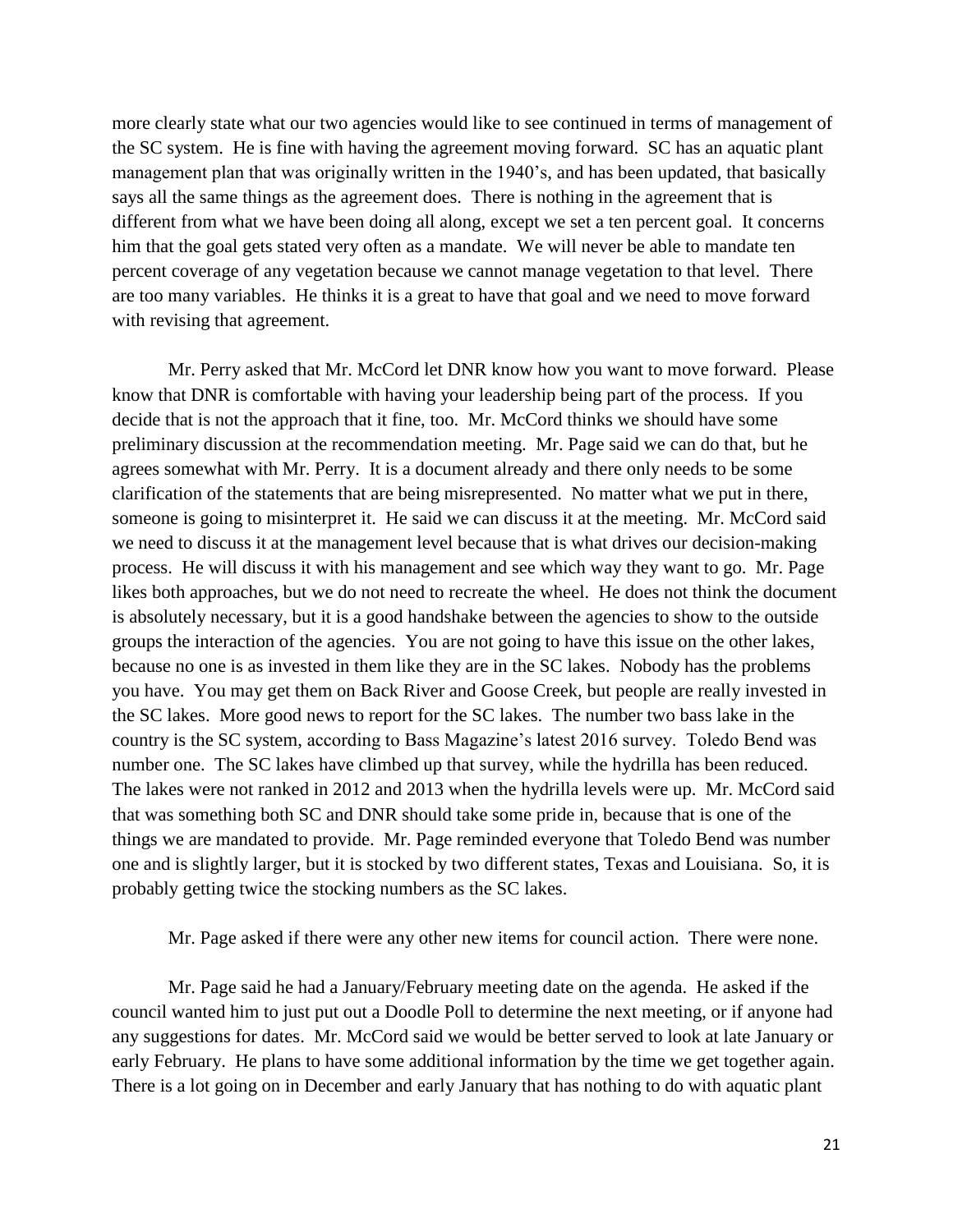more clearly state what our two agencies would like to see continued in terms of management of the SC system. He is fine with having the agreement moving forward. SC has an aquatic plant management plan that was originally written in the 1940's, and has been updated, that basically says all the same things as the agreement does. There is nothing in the agreement that is different from what we have been doing all along, except we set a ten percent goal. It concerns him that the goal gets stated very often as a mandate. We will never be able to mandate ten percent coverage of any vegetation because we cannot manage vegetation to that level. There are too many variables. He thinks it is a great to have that goal and we need to move forward with revising that agreement.

Mr. Perry asked that Mr. McCord let DNR know how you want to move forward. Please know that DNR is comfortable with having your leadership being part of the process. If you decide that is not the approach that it fine, too. Mr. McCord thinks we should have some preliminary discussion at the recommendation meeting. Mr. Page said we can do that, but he agrees somewhat with Mr. Perry. It is a document already and there only needs to be some clarification of the statements that are being misrepresented. No matter what we put in there, someone is going to misinterpret it. He said we can discuss it at the meeting. Mr. McCord said we need to discuss it at the management level because that is what drives our decision-making process. He will discuss it with his management and see which way they want to go. Mr. Page likes both approaches, but we do not need to recreate the wheel. He does not think the document is absolutely necessary, but it is a good handshake between the agencies to show to the outside groups the interaction of the agencies. You are not going to have this issue on the other lakes, because no one is as invested in them like they are in the SC lakes. Nobody has the problems you have. You may get them on Back River and Goose Creek, but people are really invested in the SC lakes. More good news to report for the SC lakes. The number two bass lake in the country is the SC system, according to Bass Magazine's latest 2016 survey. Toledo Bend was number one. The SC lakes have climbed up that survey, while the hydrilla has been reduced. The lakes were not ranked in 2012 and 2013 when the hydrilla levels were up. Mr. McCord said that was something both SC and DNR should take some pride in, because that is one of the things we are mandated to provide. Mr. Page reminded everyone that Toledo Bend was number one and is slightly larger, but it is stocked by two different states, Texas and Louisiana. So, it is probably getting twice the stocking numbers as the SC lakes.

Mr. Page asked if there were any other new items for council action. There were none.

Mr. Page said he had a January/February meeting date on the agenda. He asked if the council wanted him to just put out a Doodle Poll to determine the next meeting, or if anyone had any suggestions for dates. Mr. McCord said we would be better served to look at late January or early February. He plans to have some additional information by the time we get together again. There is a lot going on in December and early January that has nothing to do with aquatic plant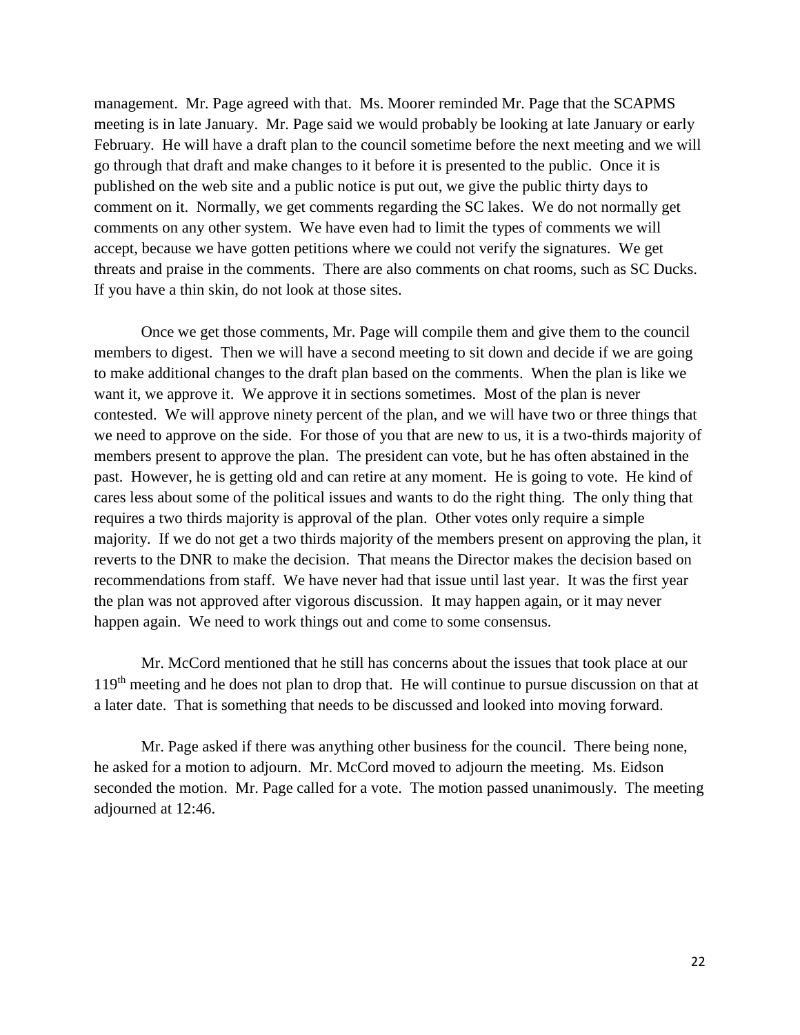management. Mr. Page agreed with that. Ms. Moorer reminded Mr. Page that the SCAPMS meeting is in late January. Mr. Page said we would probably be looking at late January or early February. He will have a draft plan to the council sometime before the next meeting and we will go through that draft and make changes to it before it is presented to the public. Once it is published on the web site and a public notice is put out, we give the public thirty days to comment on it. Normally, we get comments regarding the SC lakes. We do not normally get comments on any other system. We have even had to limit the types of comments we will accept, because we have gotten petitions where we could not verify the signatures. We get threats and praise in the comments. There are also comments on chat rooms, such as SC Ducks. If you have a thin skin, do not look at those sites.

Once we get those comments, Mr. Page will compile them and give them to the council members to digest. Then we will have a second meeting to sit down and decide if we are going to make additional changes to the draft plan based on the comments. When the plan is like we want it, we approve it. We approve it in sections sometimes. Most of the plan is never contested. We will approve ninety percent of the plan, and we will have two or three things that we need to approve on the side. For those of you that are new to us, it is a two-thirds majority of members present to approve the plan. The president can vote, but he has often abstained in the past. However, he is getting old and can retire at any moment. He is going to vote. He kind of cares less about some of the political issues and wants to do the right thing. The only thing that requires a two thirds majority is approval of the plan. Other votes only require a simple majority. If we do not get a two thirds majority of the members present on approving the plan, it reverts to the DNR to make the decision. That means the Director makes the decision based on recommendations from staff. We have never had that issue until last year. It was the first year the plan was not approved after vigorous discussion. It may happen again, or it may never happen again. We need to work things out and come to some consensus.

Mr. McCord mentioned that he still has concerns about the issues that took place at our 119th meeting and he does not plan to drop that. He will continue to pursue discussion on that at a later date. That is something that needs to be discussed and looked into moving forward.

Mr. Page asked if there was anything other business for the council. There being none, he asked for a motion to adjourn. Mr. McCord moved to adjourn the meeting. Ms. Eidson seconded the motion. Mr. Page called for a vote. The motion passed unanimously. The meeting adjourned at 12:46.